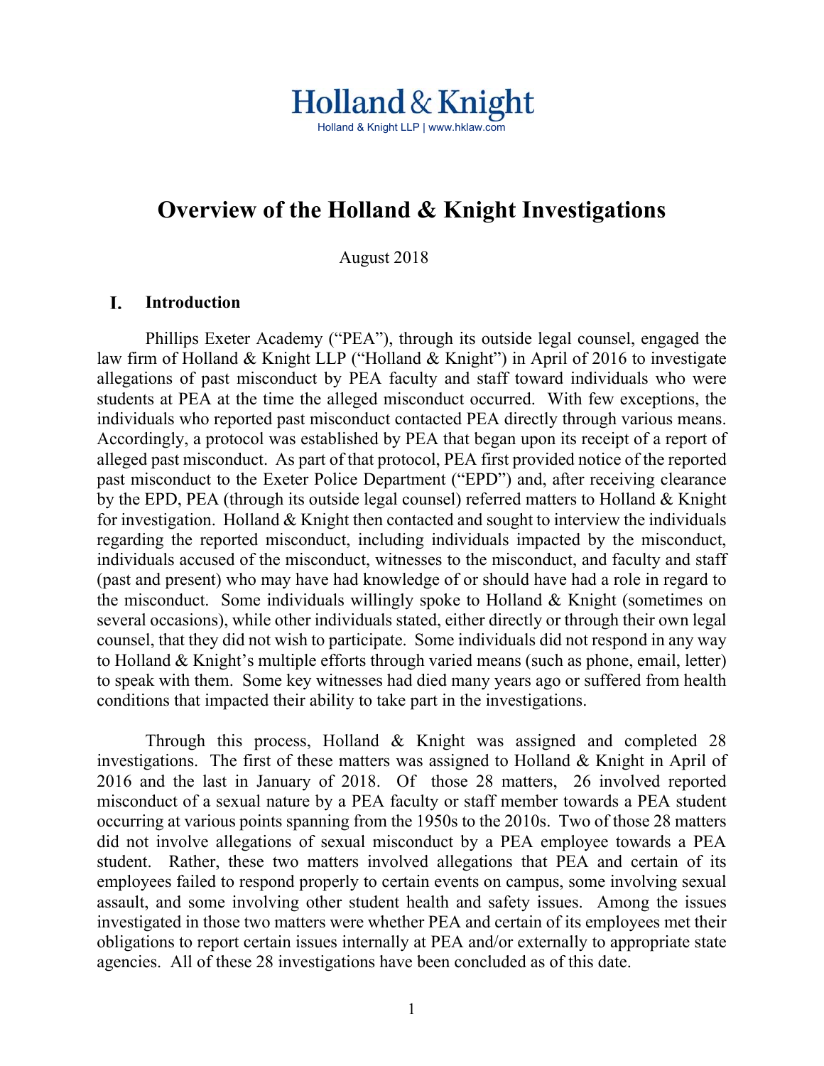# Holland & Knight

Holland & Knight LLP | www.hklaw.com

# Overview of the Holland & Knight Investigations

August 2018

## I. Introduction

Phillips Exeter Academy ("PEA"), through its outside legal counsel, engaged the law firm of Holland & Knight LLP ("Holland & Knight") in April of 2016 to investigate allegations of past misconduct by PEA faculty and staff toward individuals who were students at PEA at the time the alleged misconduct occurred. With few exceptions, the individuals who reported past misconduct contacted PEA directly through various means. Accordingly, a protocol was established by PEA that began upon its receipt of a report of alleged past misconduct. As part of that protocol, PEA first provided notice of the reported past misconduct to the Exeter Police Department ("EPD") and, after receiving clearance by the EPD, PEA (through its outside legal counsel) referred matters to Holland & Knight for investigation. Holland & Knight then contacted and sought to interview the individuals regarding the reported misconduct, including individuals impacted by the misconduct, individuals accused of the misconduct, witnesses to the misconduct, and faculty and staff (past and present) who may have had knowledge of or should have had a role in regard to the misconduct. Some individuals willingly spoke to Holland & Knight (sometimes on several occasions), while other individuals stated, either directly or through their own legal counsel, that they did not wish to participate. Some individuals did not respond in any way to Holland & Knight's multiple efforts through varied means (such as phone, email, letter) to speak with them. Some key witnesses had died many years ago or suffered from health conditions that impacted their ability to take part in the investigations.

Through this process, Holland & Knight was assigned and completed 28 investigations. The first of these matters was assigned to Holland & Knight in April of 2016 and the last in January of 2018. Of those 28 matters, 26 involved reported misconduct of a sexual nature by a PEA faculty or staff member towards a PEA student occurring at various points spanning from the 1950s to the 2010s. Two of those 28 matters did not involve allegations of sexual misconduct by a PEA employee towards a PEA student. Rather, these two matters involved allegations that PEA and certain of its employees failed to respond properly to certain events on campus, some involving sexual assault, and some involving other student health and safety issues. Among the issues investigated in those two matters were whether PEA and certain of its employees met their obligations to report certain issues internally at PEA and/or externally to appropriate state agencies. All of these 28 investigations have been concluded as of this date.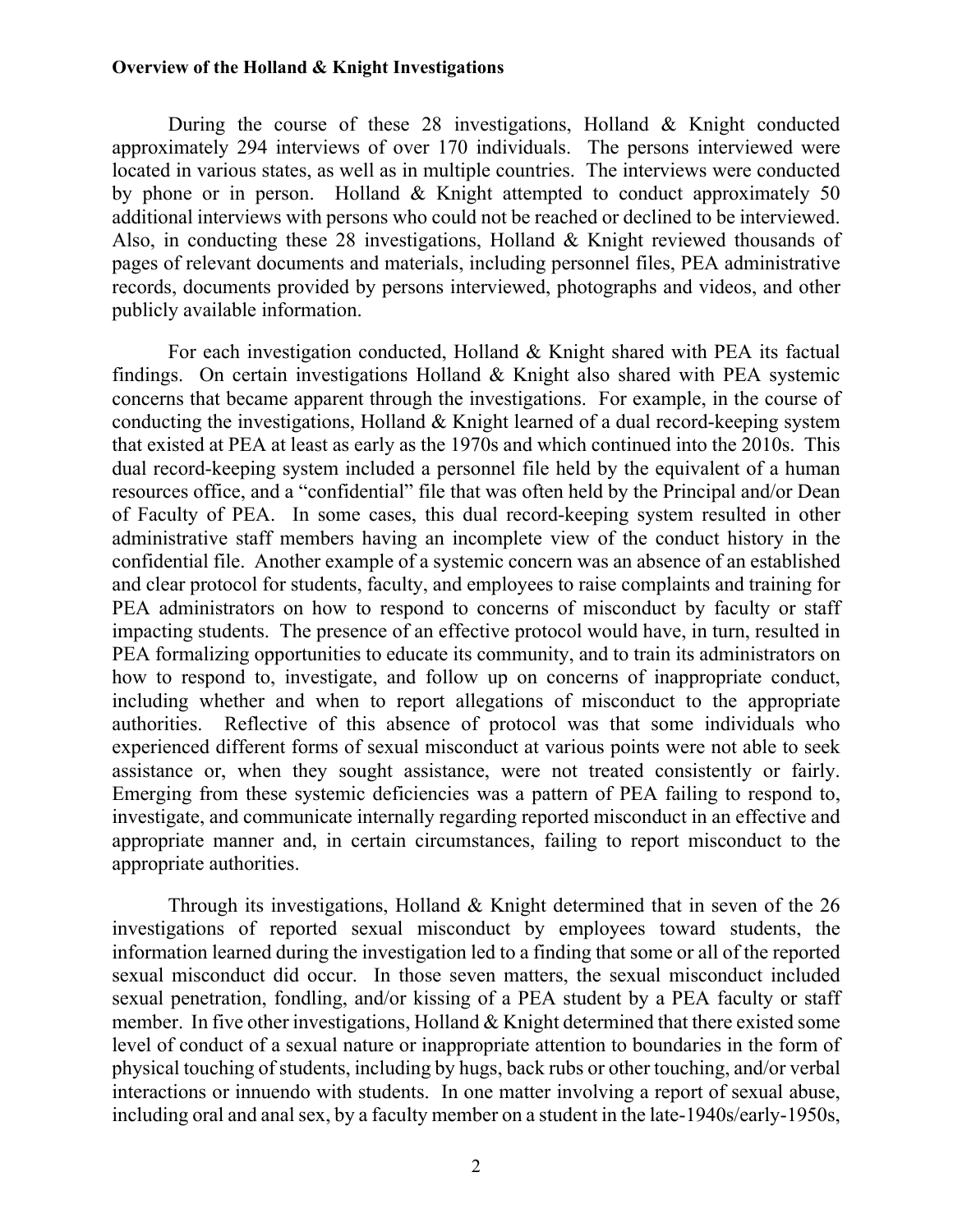**Overview of the Holland & Knight Investigations**

During the course of these 28 investigations, Holland & Knight conducted approximately 294 interviews of over 170 individuals. The persons interviewed were located in various states, as well as in multiple countries. The interviews were conducted by phone or in person. Holland & Knight attempted to conduct approximately 50 additional interviews with persons who could not be reached or declined to be interviewed. Also, in conducting these 28 investigations, Holland & Knight reviewed thousands of pages of relevant documents and materials, including personnel files, PEA administrative records, documents provided by persons interviewed, photographs and videos, and other publicly available information.

For each investigation conducted, Holland & Knight shared with PEA its factual findings. On certain investigations Holland & Knight also shared with PEA systemic concerns that became apparent through the investigations. For example, in the course of conducting the investigations, Holland & Knight learned of a dual record-keeping system that existed at PEA at least as early as the 1970s and which continued into the 2010s. This dual record-keeping system included a personnel file held by the equivalent of a human resources office, and a "confidential" file that was often held by the Principal and/or Dean of Faculty of PEA. In some cases, this dual record-keeping system resulted in other administrative staff members having an incomplete view of the conduct history in the confidential file. Another example of a systemic concern was an absence of an established and clear protocol for students, faculty, and employees to raise complaints and training for PEA administrators on how to respond to concerns of misconduct by faculty or staff impacting students. The presence of an effective protocol would have, in turn, resulted in PEA formalizing opportunities to educate its community, and to train its administrators on how to respond to, investigate, and follow up on concerns of inappropriate conduct, including whether and when to report allegations of misconduct to the appropriate authorities. Reflective of this absence of protocol was that some individuals who experienced different forms of sexual misconduct at various points were not able to seek assistance or, when they sought assistance, were not treated consistently or fairly. Emerging from these systemic deficiencies was a pattern of PEA failing to respond to, investigate, and communicate internally regarding reported misconduct in an effective and appropriate manner and, in certain circumstances, failing to report misconduct to the appropriate authorities.

Through its investigations, Holland & Knight determined that in seven of the 26 investigations of reported sexual misconduct by employees toward students, the information learned during the investigation led to a finding that some or all of the reported sexual misconduct did occur. In those seven matters, the sexual misconduct included sexual penetration, fondling, and/or kissing of a PEA student by a PEA faculty or staff member. In five other investigations, Holland & Knight determined that there existed some level of conduct of a sexual nature or inappropriate attention to boundaries in the form of physical touching of students, including by hugs, back rubs or other touching, and/or verbal interactions or innuendo with students. In one matter involving a report of sexual abuse, including oral and anal sex, by a faculty member on a student in the late-1940s/early-1950s,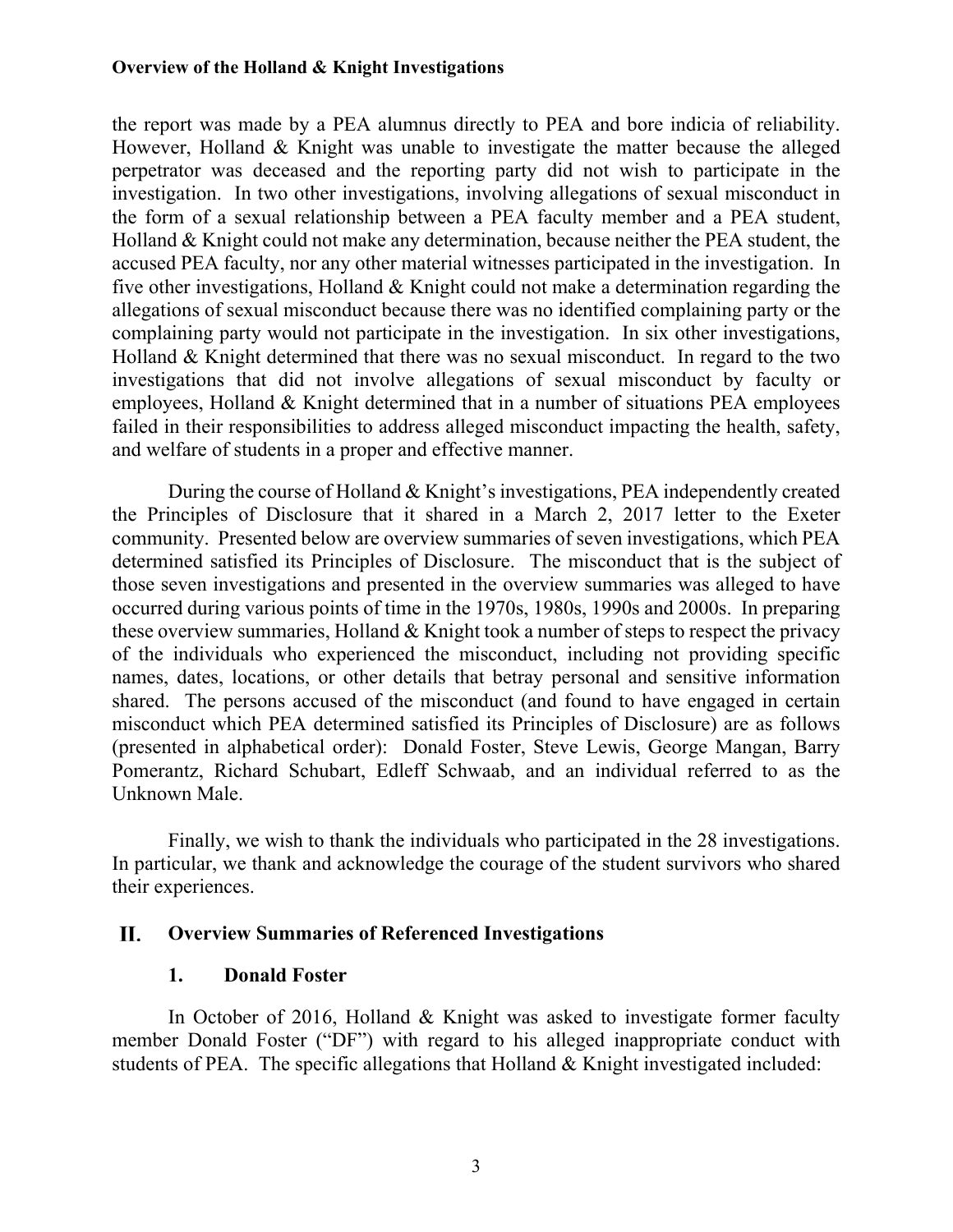the report was made by a PEA alumnus directly to PEA and bore indicia of reliability. However, Holland & Knight was unable to investigate the matter because the alleged perpetrator was deceased and the reporting party did not wish to participate in the investigation. In two other investigations, involving allegations of sexual misconduct in the form of a sexual relationship between a PEA faculty member and a PEA student, Holland & Knight could not make any determination, because neither the PEA student, the accused PEA faculty, nor any other material witnesses participated in the investigation. In five other investigations, Holland & Knight could not make a determination regarding the allegations of sexual misconduct because there was no identified complaining party or the complaining party would not participate in the investigation. In six other investigations, Holland & Knight determined that there was no sexual misconduct. In regard to the two investigations that did not involve allegations of sexual misconduct by faculty or employees, Holland & Knight determined that in a number of situations PEA employees failed in their responsibilities to address alleged misconduct impacting the health, safety, and welfare of students in a proper and effective manner.

During the course of Holland & Knight's investigations, PEA independently created the Principles of Disclosure that it shared in a March 2, 2017 letter to the Exeter community. Presented below are overview summaries of seven investigations, which PEA determined satisfied its Principles of Disclosure. The misconduct that is the subject of those seven investigations and presented in the overview summaries was alleged to have occurred during various points of time in the 1970s, 1980s, 1990s and 2000s. In preparing these overview summaries, Holland & Knight took a number of steps to respect the privacy of the individuals who experienced the misconduct, including not providing specific names, dates, locations, or other details that betray personal and sensitive information shared. The persons accused of the misconduct (and found to have engaged in certain misconduct which PEA determined satisfied its Principles of Disclosure) are as follows (presented in alphabetical order): Donald Foster, Steve Lewis, George Mangan, Barry Pomerantz, Richard Schubart, Edleff Schwaab, and an individual referred to as the Unknown Male.

Finally, we wish to thank the individuals who participated in the 28 investigations. In particular, we thank and acknowledge the courage of the student survivors who shared their experiences.

## II. Overview Summaries of Referenced Investigations

### 1. Donald Foster

In October of 2016, Holland & Knight was asked to investigate former faculty member Donald Foster ("DF") with regard to his alleged inappropriate conduct with students of PEA. The specific allegations that Holland & Knight investigated included: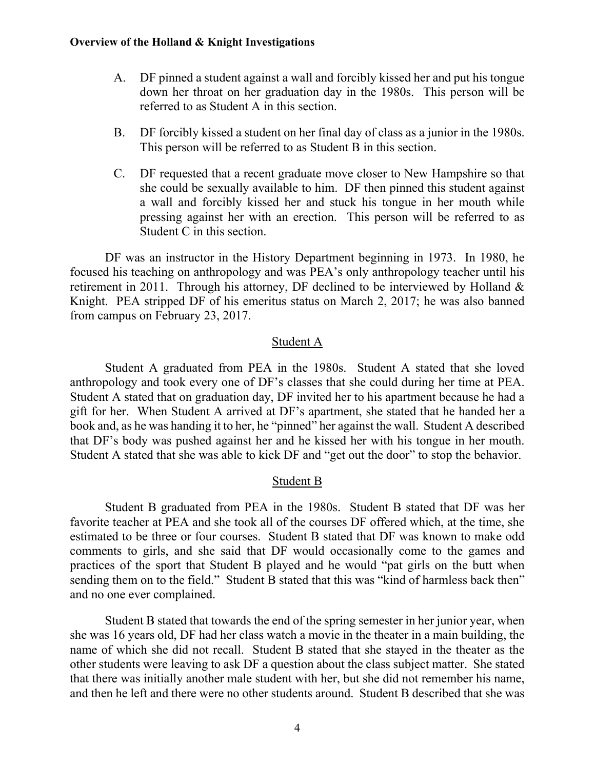A. DF pinned a student against a wall and forcibly kissed her and put his tongue down her throat on her graduation day in the 1980s. This person will be referred to as Student A in this section.

B. DF forcibly kissed a student on her final day of class as a junior in the 1980s. This person will be referred to as Student B in this section.

C. DF requested that a recent graduate move closer to New Hampshire so that she could be sexually available to him. DF then pinned this student against a wall and forcibly kissed her and stuck his tongue in her mouth while pressing against her with an erection. This person will be referred to as Student C in this section.

DF was an instructor in the History Department beginning in 1973. In 1980, he focused his teaching on anthropology and was PEA's only anthropology teacher until his retirement in 2011. Through his attorney, DF declined to be interviewed by Holland & Knight. PEA stripped DF of his emeritus status on March 2, 2017; he was also banned from campus on February 23, 2017.

## Student A

Student A graduated from PEA in the 1980s. Student A stated that she loved anthropology and took every one of DF's classes that she could during her time at PEA. Student A stated that on graduation day, DF invited her to his apartment because he had a gift for her. When Student A arrived at DF's apartment, she stated that he handed her a book and, as he was handing it to her, he "pinned" her against the wall. Student A described that DF's body was pushed against her and he kissed her with his tongue in her mouth. Student A stated that she was able to kick DF and "get out the door" to stop the behavior.

## Student B

Student B graduated from PEA in the 1980s. Student B stated that DF was her favorite teacher at PEA and she took all of the courses DF offered which, at the time, she estimated to be three or four courses. Student B stated that DF was known to make odd comments to girls, and she said that DF would occasionally come to the games and practices of the sport that Student B played and he would "pat girls on the butt when sending them on to the field." Student B stated that this was "kind of harmless back then" and no one ever complained.

Student B stated that towards the end of the spring semester in her junior year, when she was 16 years old, DF had her class watch a movie in the theater in a main building, the name of which she did not recall. Student B stated that she stayed in the theater as the other students were leaving to ask DF a question about the class subject matter. She stated that there was initially another male student with her, but she did not remember his name, and then he left and there were no other students around. Student B described that she was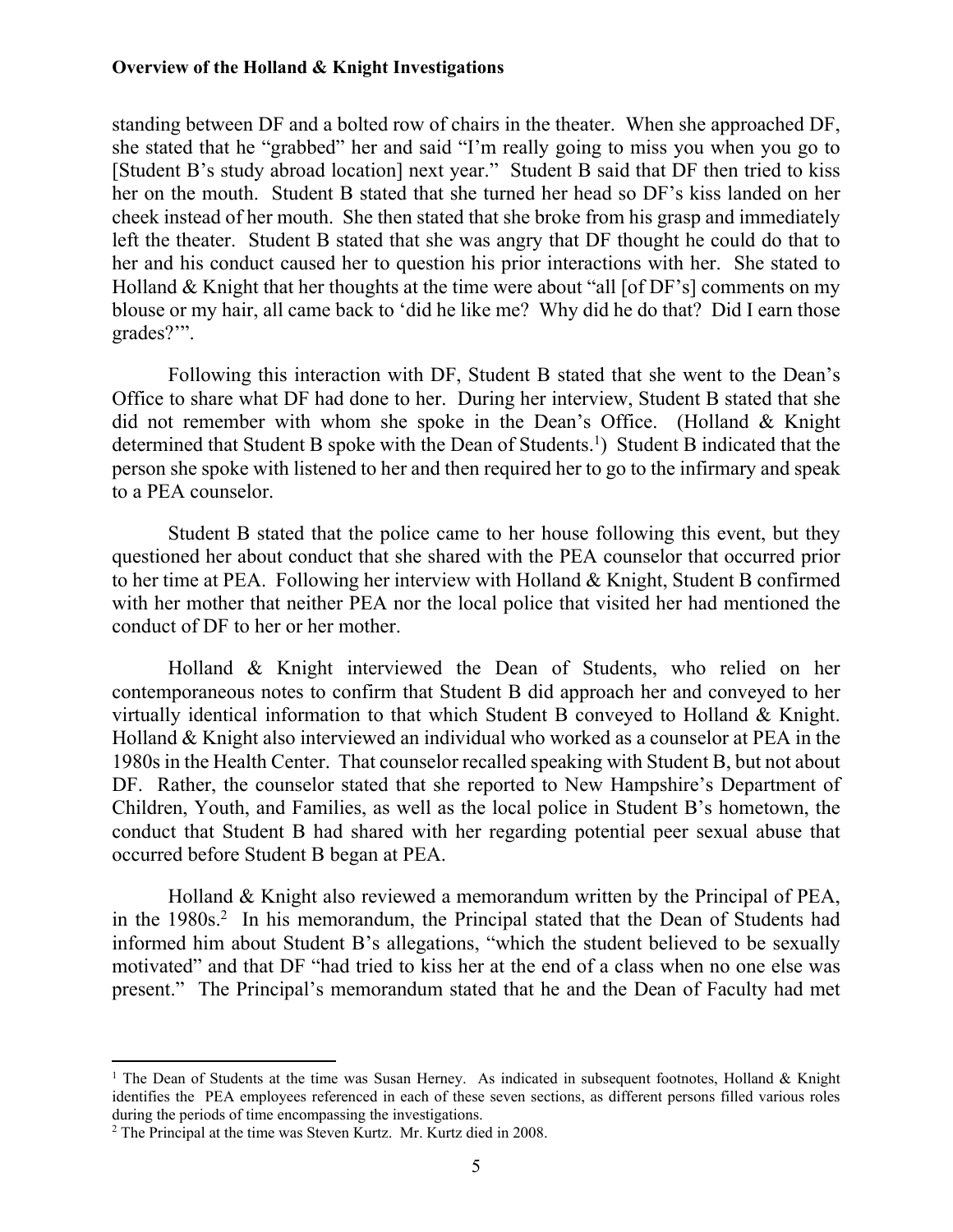standing between DF and a bolted row of chairs in the theater. When she approached DF, she stated that he "grabbed" her and said "I'm really going to miss you when you go to [Student B's study abroad location] next year." Student B said that DF then tried to kiss her on the mouth. Student B stated that she turned her head so DF's kiss landed on her cheek instead of her mouth. She then stated that she broke from his grasp and immediately left the theater. Student B stated that she was angry that DF thought he could do that to her and his conduct caused her to question his prior interactions with her. She stated to Holland & Knight that her thoughts at the time were about "all [of DF's] comments on my blouse or my hair, all came back to 'did he like me? Why did he do that? Did I earn those grades?'".

Following this interaction with DF, Student B stated that she went to the Dean's Office to share what DF had done to her. During her interview, Student B stated that she did not remember with whom she spoke in the Dean's Office. (Holland & Knight determined that Student B spoke with the Dean of Students.[1]) Student B indicated that the person she spoke with listened to her and then required her to go to the infirmary and speak to a PEA counselor.

Student B stated that the police came to her house following this event, but they questioned her about conduct that she shared with the PEA counselor that occurred prior to her time at PEA. Following her interview with Holland & Knight, Student B confirmed with her mother that neither PEA nor the local police that visited her had mentioned the conduct of DF to her or her mother.

Holland & Knight interviewed the Dean of Students, who relied on her contemporaneous notes to confirm that Student B did approach her and conveyed to her virtually identical information to that which Student B conveyed to Holland & Knight. Holland & Knight also interviewed an individual who worked as a counselor at PEA in the 1980s in the Health Center. That counselor recalled speaking with Student B, but not about DF. Rather, the counselor stated that she reported to New Hampshire's Department of Children, Youth, and Families, as well as the local police in Student B's hometown, the conduct that Student B had shared with her regarding potential peer sexual abuse that occurred before Student B began at PEA.

Holland & Knight also reviewed a memorandum written by the Principal of PEA, in the 1980s.[2] In his memorandum, the Principal stated that the Dean of Students had informed him about Student B's allegations, "which the student believed to be sexually motivated" and that DF "had tried to kiss her at the end of a class when no one else was present." The Principal's memorandum stated that he and the Dean of Faculty had met

---

[1] The Dean of Students at the time was Susan Herney. As indicated in subsequent footnotes, Holland & Knight identifies the PEA employees referenced in each of these seven sections, as different persons filled various roles during the periods of time encompassing the investigations.

[2] The Principal at the time was Steven Kurtz. Mr. Kurtz died in 2008.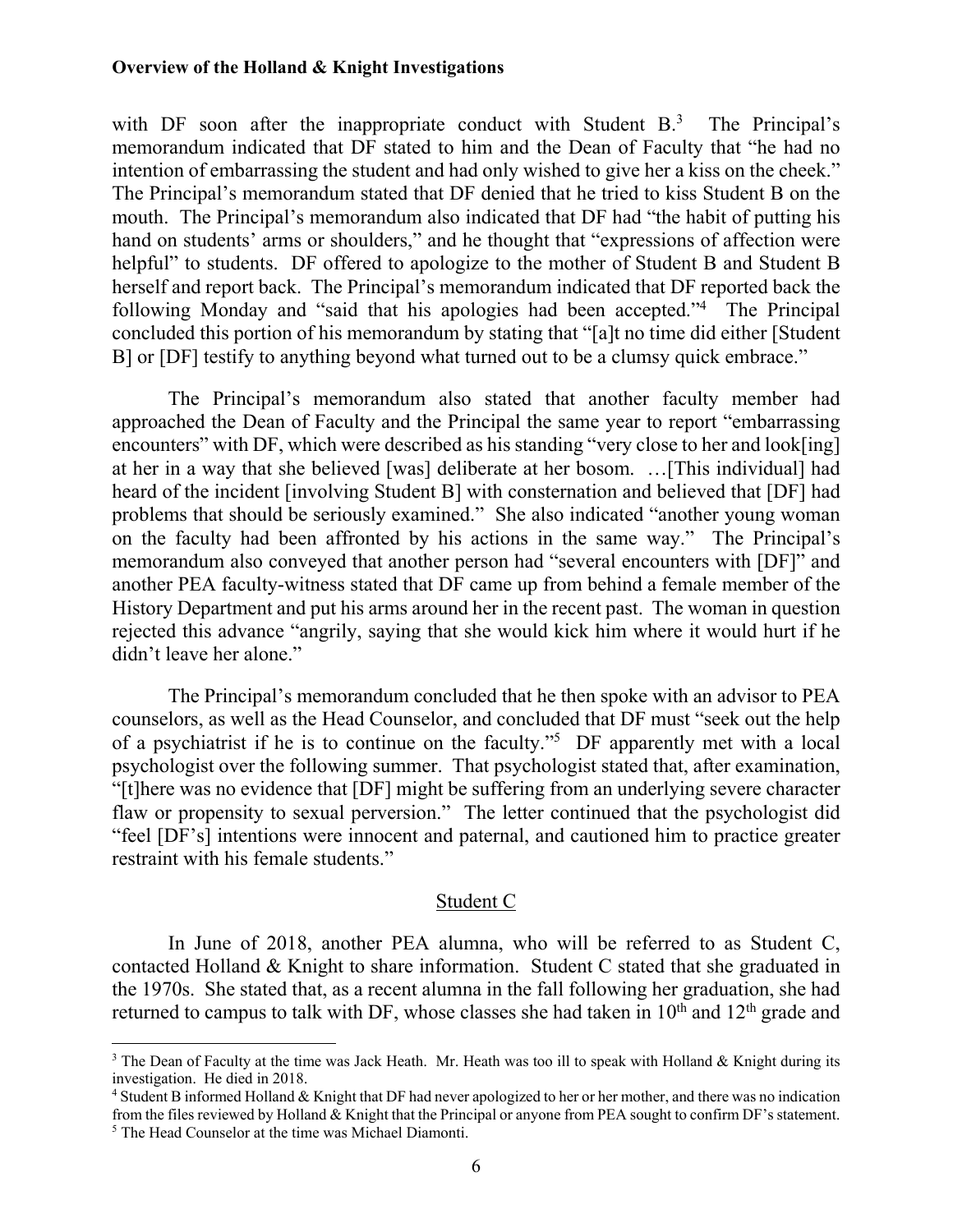with DF soon after the inappropriate conduct with Student B.[3] The Principal's memorandum indicated that DF stated to him and the Dean of Faculty that "he had no intention of embarrassing the student and had only wished to give her a kiss on the cheek." The Principal's memorandum stated that DF denied that he tried to kiss Student B on the mouth. The Principal's memorandum also indicated that DF had "the habit of putting his hand on students' arms or shoulders," and he thought that "expressions of affection were helpful" to students. DF offered to apologize to the mother of Student B and Student B herself and report back. The Principal's memorandum indicated that DF reported back the following Monday and "said that his apologies had been accepted."[4] The Principal concluded this portion of his memorandum by stating that "[a]t no time did either [Student B] or [DF] testify to anything beyond what turned out to be a clumsy quick embrace."

The Principal's memorandum also stated that another faculty member had approached the Dean of Faculty and the Principal the same year to report "embarrassing encounters" with DF, which were described as his standing "very close to her and look[ing] at her in a way that she believed [was] deliberate at her bosom. …[This individual] had heard of the incident [involving Student B] with consternation and believed that [DF] had problems that should be seriously examined." She also indicated "another young woman on the faculty had been affronted by his actions in the same way." The Principal's memorandum also conveyed that another person had "several encounters with [DF]" and another PEA faculty-witness stated that DF came up from behind a female member of the History Department and put his arms around her in the recent past. The woman in question rejected this advance "angrily, saying that she would kick him where it would hurt if he didn't leave her alone."

The Principal's memorandum concluded that he then spoke with an advisor to PEA counselors, as well as the Head Counselor, and concluded that DF must "seek out the help of a psychiatrist if he is to continue on the faculty."[5] DF apparently met with a local psychologist over the following summer. That psychologist stated that, after examination, "[t]here was no evidence that [DF] might be suffering from an underlying severe character flaw or propensity to sexual perversion." The letter continued that the psychologist did "feel [DF's] intentions were innocent and paternal, and cautioned him to practice greater restraint with his female students."

<u>Student C</u>

In June of 2018, another PEA alumna, who will be referred to as Student C, contacted Holland & Knight to share information. Student C stated that she graduated in the 1970s. She stated that, as a recent alumna in the fall following her graduation, she had returned to campus to talk with DF, whose classes she had taken in 10th and 12th grade and

---

[3] The Dean of Faculty at the time was Jack Heath. Mr. Heath was too ill to speak with Holland & Knight during its investigation. He died in 2018.

[4] Student B informed Holland & Knight that DF had never apologized to her or her mother, and there was no indication from the files reviewed by Holland & Knight that the Principal or anyone from PEA sought to confirm DF's statement.

[5] The Head Counselor at the time was Michael Diamonti.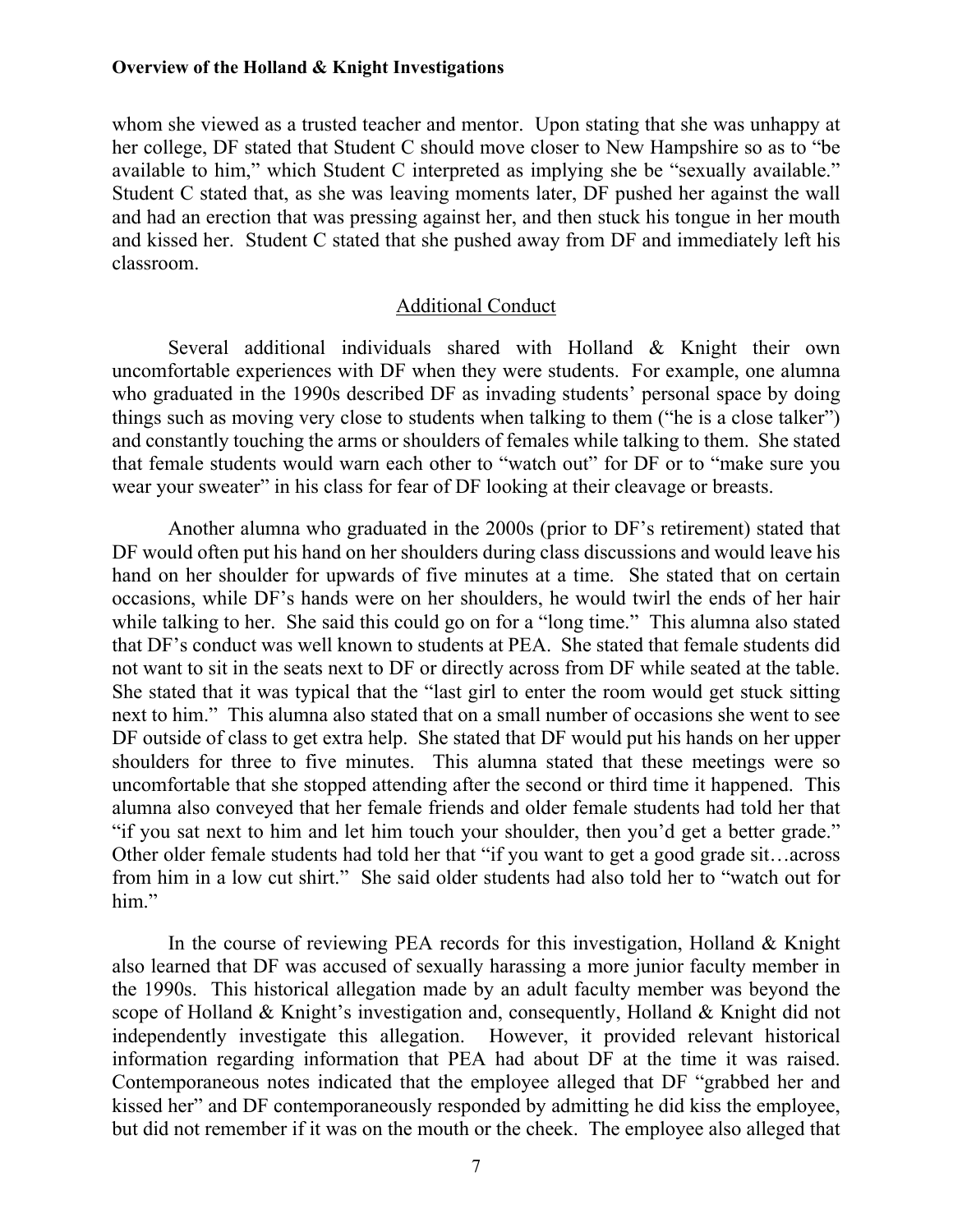whom she viewed as a trusted teacher and mentor. Upon stating that she was unhappy at her college, DF stated that Student C should move closer to New Hampshire so as to "be available to him," which Student C interpreted as implying she be "sexually available." Student C stated that, as she was leaving moments later, DF pushed her against the wall and had an erection that was pressing against her, and then stuck his tongue in her mouth and kissed her. Student C stated that she pushed away from DF and immediately left his classroom.

## Additional Conduct

Several additional individuals shared with Holland & Knight their own uncomfortable experiences with DF when they were students. For example, one alumna who graduated in the 1990s described DF as invading students' personal space by doing things such as moving very close to students when talking to them ("he is a close talker") and constantly touching the arms or shoulders of females while talking to them. She stated that female students would warn each other to "watch out" for DF or to "make sure you wear your sweater" in his class for fear of DF looking at their cleavage or breasts.

Another alumna who graduated in the 2000s (prior to DF's retirement) stated that DF would often put his hand on her shoulders during class discussions and would leave his hand on her shoulder for upwards of five minutes at a time. She stated that on certain occasions, while DF's hands were on her shoulders, he would twirl the ends of her hair while talking to her. She said this could go on for a "long time." This alumna also stated that DF's conduct was well known to students at PEA. She stated that female students did not want to sit in the seats next to DF or directly across from DF while seated at the table. She stated that it was typical that the "last girl to enter the room would get stuck sitting next to him." This alumna also stated that on a small number of occasions she went to see DF outside of class to get extra help. She stated that DF would put his hands on her upper shoulders for three to five minutes. This alumna stated that these meetings were so uncomfortable that she stopped attending after the second or third time it happened. This alumna also conveyed that her female friends and older female students had told her that "if you sat next to him and let him touch your shoulder, then you'd get a better grade." Other older female students had told her that "if you want to get a good grade sit…across from him in a low cut shirt." She said older students had also told her to "watch out for him."

In the course of reviewing PEA records for this investigation, Holland & Knight also learned that DF was accused of sexually harassing a more junior faculty member in the 1990s. This historical allegation made by an adult faculty member was beyond the scope of Holland & Knight's investigation and, consequently, Holland & Knight did not independently investigate this allegation. However, it provided relevant historical information regarding information that PEA had about DF at the time it was raised. Contemporaneous notes indicated that the employee alleged that DF "grabbed her and kissed her" and DF contemporaneously responded by admitting he did kiss the employee, but did not remember if it was on the mouth or the cheek. The employee also alleged that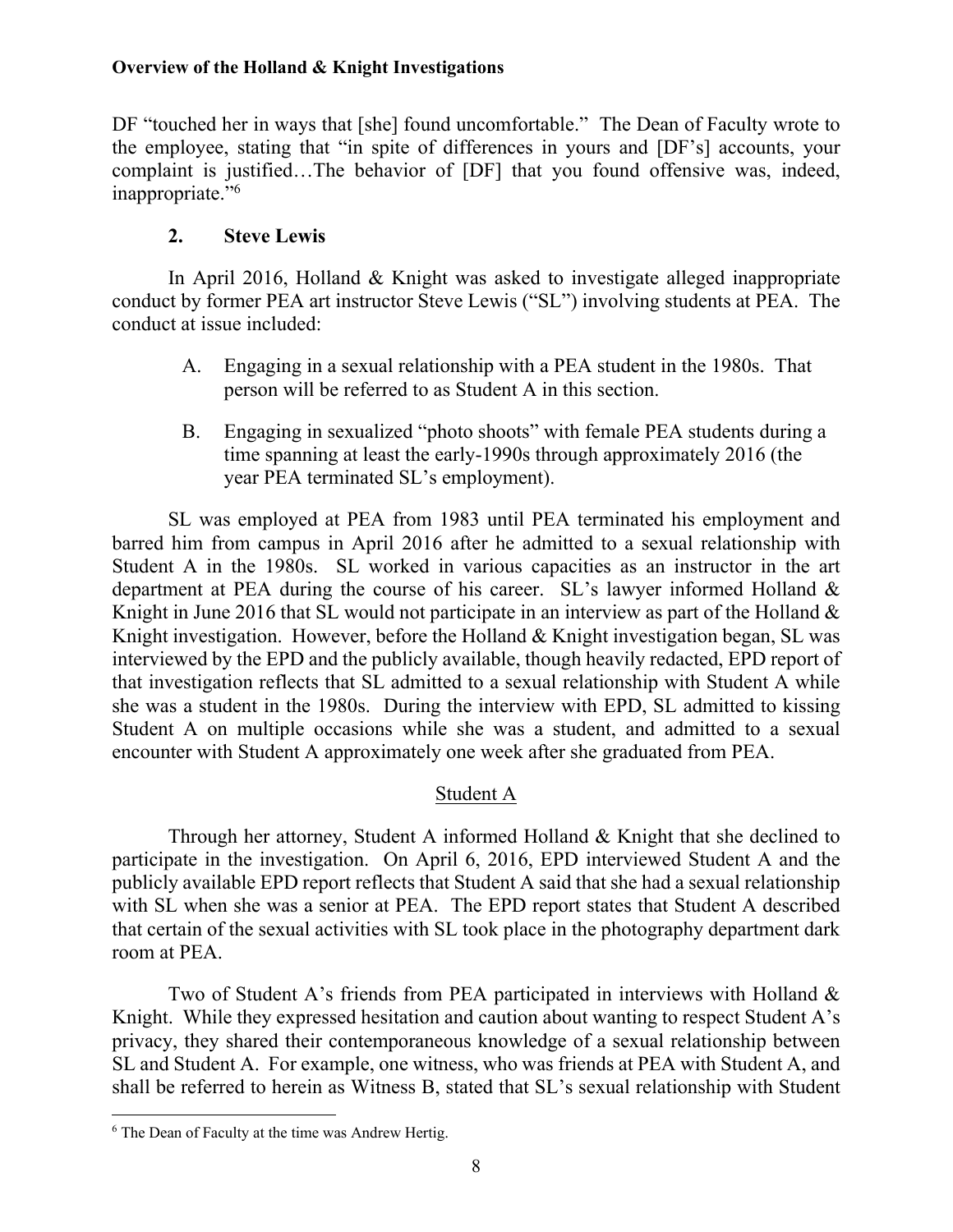DF "touched her in ways that [she] found uncomfortable." The Dean of Faculty wrote to the employee, stating that "in spite of differences in yours and [DF's] accounts, your complaint is justified…The behavior of [DF] that you found offensive was, indeed, inappropriate."[6]

### 2. Steve Lewis

In April 2016, Holland & Knight was asked to investigate alleged inappropriate conduct by former PEA art instructor Steve Lewis ("SL") involving students at PEA. The conduct at issue included:

A. Engaging in a sexual relationship with a PEA student in the 1980s. That person will be referred to as Student A in this section.

B. Engaging in sexualized "photo shoots" with female PEA students during a time spanning at least the early-1990s through approximately 2016 (the year PEA terminated SL's employment).

SL was employed at PEA from 1983 until PEA terminated his employment and barred him from campus in April 2016 after he admitted to a sexual relationship with Student A in the 1980s. SL worked in various capacities as an instructor in the art department at PEA during the course of his career. SL's lawyer informed Holland & Knight in June 2016 that SL would not participate in an interview as part of the Holland & Knight investigation. However, before the Holland & Knight investigation began, SL was interviewed by the EPD and the publicly available, though heavily redacted, EPD report of that investigation reflects that SL admitted to a sexual relationship with Student A while she was a student in the 1980s. During the interview with EPD, SL admitted to kissing Student A on multiple occasions while she was a student, and admitted to a sexual encounter with Student A approximately one week after she graduated from PEA.

<u>Student A</u>

Through her attorney, Student A informed Holland & Knight that she declined to participate in the investigation. On April 6, 2016, EPD interviewed Student A and the publicly available EPD report reflects that Student A said that she had a sexual relationship with SL when she was a senior at PEA. The EPD report states that Student A described that certain of the sexual activities with SL took place in the photography department dark room at PEA.

Two of Student A's friends from PEA participated in interviews with Holland & Knight. While they expressed hesitation and caution about wanting to respect Student A's privacy, they shared their contemporaneous knowledge of a sexual relationship between SL and Student A. For example, one witness, who was friends at PEA with Student A, and shall be referred to herein as Witness B, stated that SL's sexual relationship with Student

---

[6] The Dean of Faculty at the time was Andrew Hertig.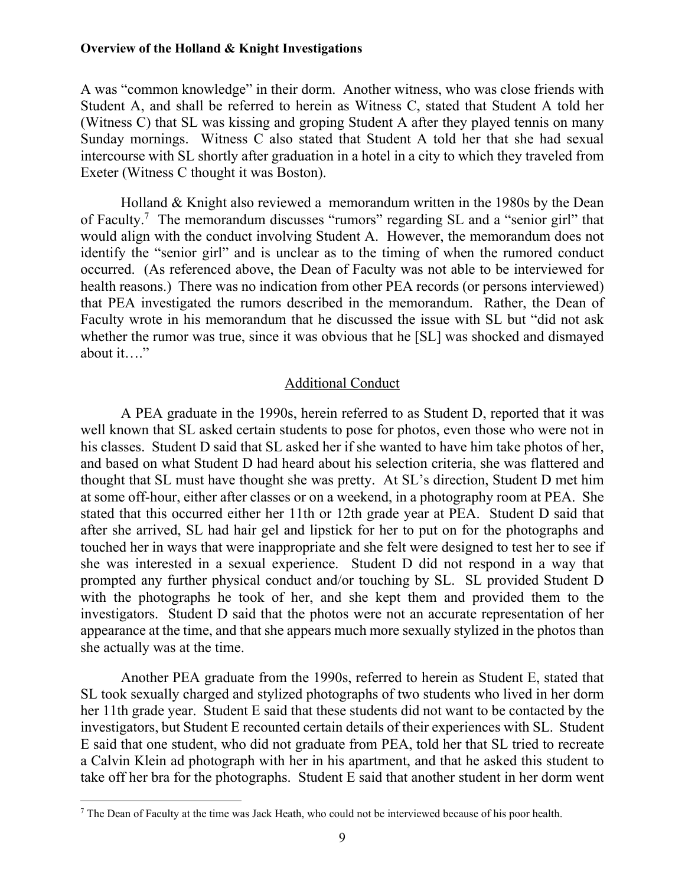A was "common knowledge" in their dorm. Another witness, who was close friends with Student A, and shall be referred to herein as Witness C, stated that Student A told her (Witness C) that SL was kissing and groping Student A after they played tennis on many Sunday mornings. Witness C also stated that Student A told her that she had sexual intercourse with SL shortly after graduation in a hotel in a city to which they traveled from Exeter (Witness C thought it was Boston).

Holland & Knight also reviewed a memorandum written in the 1980s by the Dean of Faculty.[7] The memorandum discusses "rumors" regarding SL and a "senior girl" that would align with the conduct involving Student A. However, the memorandum does not identify the "senior girl" and is unclear as to the timing of when the rumored conduct occurred. (As referenced above, the Dean of Faculty was not able to be interviewed for health reasons.) There was no indication from other PEA records (or persons interviewed) that PEA investigated the rumors described in the memorandum. Rather, the Dean of Faculty wrote in his memorandum that he discussed the issue with SL but "did not ask whether the rumor was true, since it was obvious that he [SL] was shocked and dismayed about it…."

## Additional Conduct

A PEA graduate in the 1990s, herein referred to as Student D, reported that it was well known that SL asked certain students to pose for photos, even those who were not in his classes. Student D said that SL asked her if she wanted to have him take photos of her, and based on what Student D had heard about his selection criteria, she was flattered and thought that SL must have thought she was pretty. At SL's direction, Student D met him at some off-hour, either after classes or on a weekend, in a photography room at PEA. She stated that this occurred either her 11th or 12th grade year at PEA. Student D said that after she arrived, SL had hair gel and lipstick for her to put on for the photographs and touched her in ways that were inappropriate and she felt were designed to test her to see if she was interested in a sexual experience. Student D did not respond in a way that prompted any further physical conduct and/or touching by SL. SL provided Student D with the photographs he took of her, and she kept them and provided them to the investigators. Student D said that the photos were not an accurate representation of her appearance at the time, and that she appears much more sexually stylized in the photos than she actually was at the time.

Another PEA graduate from the 1990s, referred to herein as Student E, stated that SL took sexually charged and stylized photographs of two students who lived in her dorm her 11th grade year. Student E said that these students did not want to be contacted by the investigators, but Student E recounted certain details of their experiences with SL. Student E said that one student, who did not graduate from PEA, told her that SL tried to recreate a Calvin Klein ad photograph with her in his apartment, and that he asked this student to take off her bra for the photographs. Student E said that another student in her dorm went

[7] The Dean of Faculty at the time was Jack Heath, who could not be interviewed because of his poor health.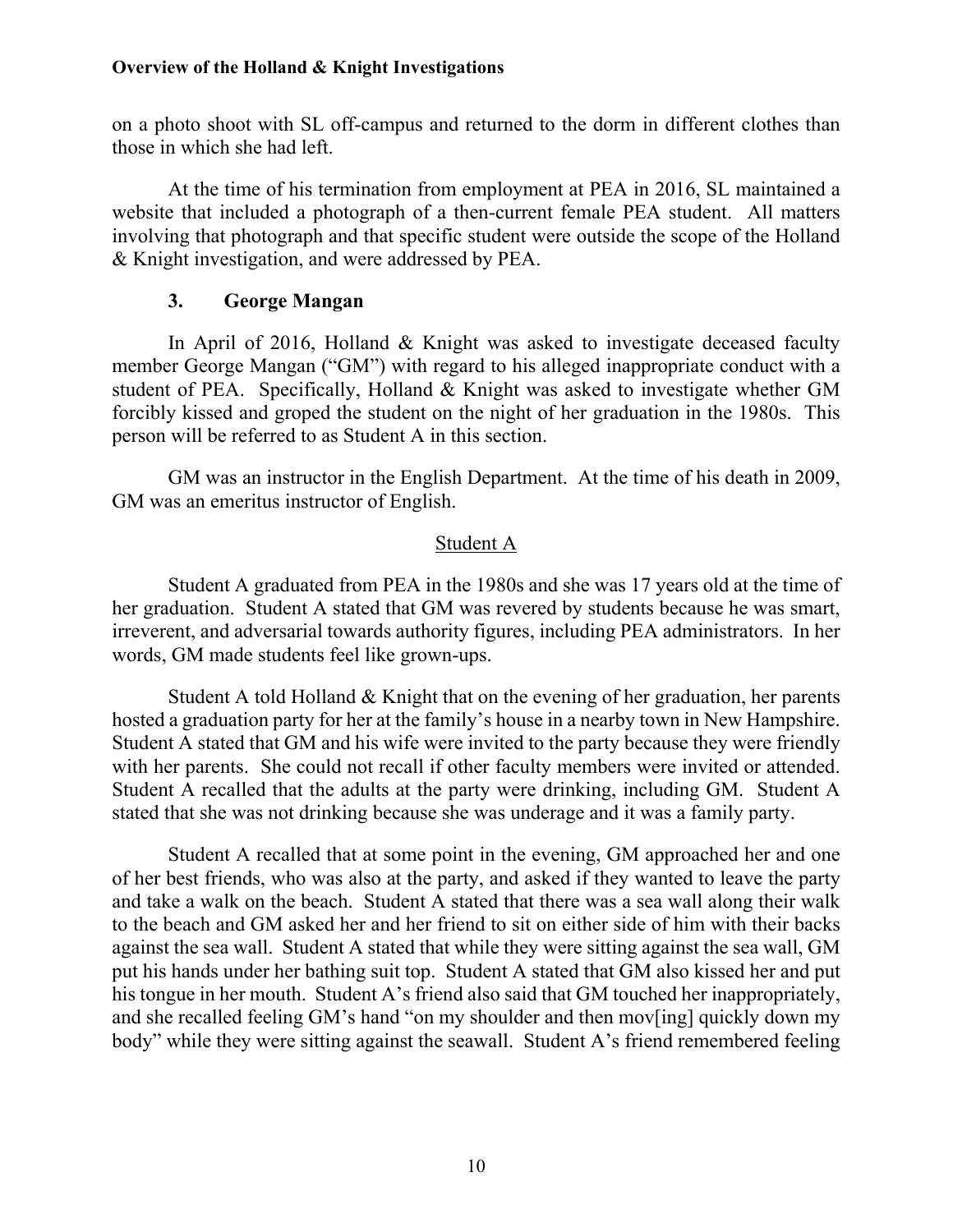on a photo shoot with SL off-campus and returned to the dorm in different clothes than those in which she had left.

At the time of his termination from employment at PEA in 2016, SL maintained a website that included a photograph of a then-current female PEA student. All matters involving that photograph and that specific student were outside the scope of the Holland & Knight investigation, and were addressed by PEA.

### 3. George Mangan

In April of 2016, Holland & Knight was asked to investigate deceased faculty member George Mangan ("GM") with regard to his alleged inappropriate conduct with a student of PEA. Specifically, Holland & Knight was asked to investigate whether GM forcibly kissed and groped the student on the night of her graduation in the 1980s. This person will be referred to as Student A in this section.

GM was an instructor in the English Department. At the time of his death in 2009, GM was an emeritus instructor of English.

<u>Student A</u>

Student A graduated from PEA in the 1980s and she was 17 years old at the time of her graduation. Student A stated that GM was revered by students because he was smart, irreverent, and adversarial towards authority figures, including PEA administrators. In her words, GM made students feel like grown-ups.

Student A told Holland & Knight that on the evening of her graduation, her parents hosted a graduation party for her at the family's house in a nearby town in New Hampshire. Student A stated that GM and his wife were invited to the party because they were friendly with her parents. She could not recall if other faculty members were invited or attended. Student A recalled that the adults at the party were drinking, including GM. Student A stated that she was not drinking because she was underage and it was a family party.

Student A recalled that at some point in the evening, GM approached her and one of her best friends, who was also at the party, and asked if they wanted to leave the party and take a walk on the beach. Student A stated that there was a sea wall along their walk to the beach and GM asked her and her friend to sit on either side of him with their backs against the sea wall. Student A stated that while they were sitting against the sea wall, GM put his hands under her bathing suit top. Student A stated that GM also kissed her and put his tongue in her mouth. Student A's friend also said that GM touched her inappropriately, and she recalled feeling GM's hand "on my shoulder and then mov[ing] quickly down my body" while they were sitting against the seawall. Student A's friend remembered feeling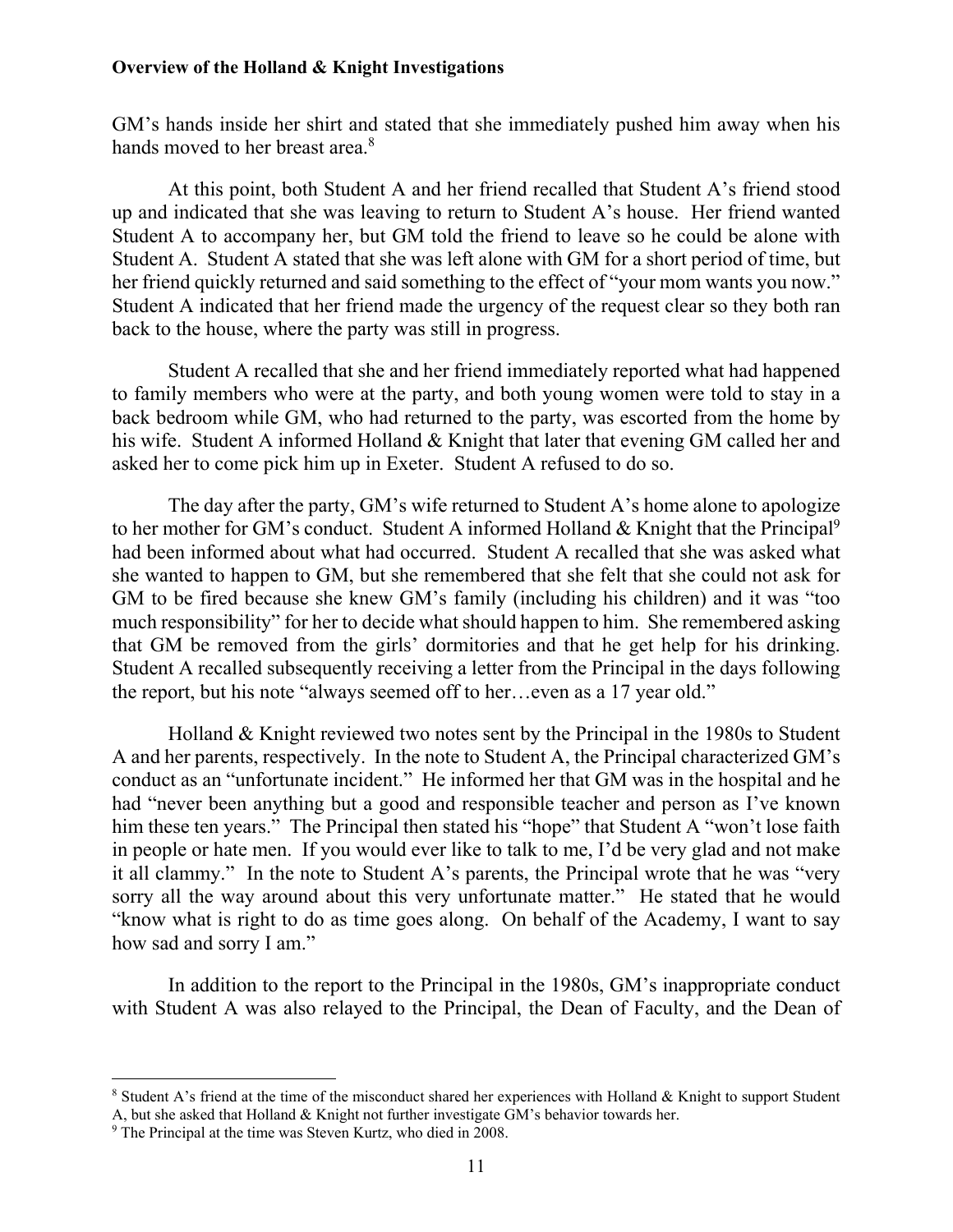GM's hands inside her shirt and stated that she immediately pushed him away when his hands moved to her breast area.[8]

At this point, both Student A and her friend recalled that Student A's friend stood up and indicated that she was leaving to return to Student A's house. Her friend wanted Student A to accompany her, but GM told the friend to leave so he could be alone with Student A. Student A stated that she was left alone with GM for a short period of time, but her friend quickly returned and said something to the effect of "your mom wants you now." Student A indicated that her friend made the urgency of the request clear so they both ran back to the house, where the party was still in progress.

Student A recalled that she and her friend immediately reported what had happened to family members who were at the party, and both young women were told to stay in a back bedroom while GM, who had returned to the party, was escorted from the home by his wife. Student A informed Holland & Knight that later that evening GM called her and asked her to come pick him up in Exeter. Student A refused to do so.

The day after the party, GM's wife returned to Student A's home alone to apologize to her mother for GM's conduct. Student A informed Holland & Knight that the Principal[9] had been informed about what had occurred. Student A recalled that she was asked what she wanted to happen to GM, but she remembered that she felt that she could not ask for GM to be fired because she knew GM's family (including his children) and it was "too much responsibility" for her to decide what should happen to him. She remembered asking that GM be removed from the girls' dormitories and that he get help for his drinking. Student A recalled subsequently receiving a letter from the Principal in the days following the report, but his note "always seemed off to her…even as a 17 year old."

Holland & Knight reviewed two notes sent by the Principal in the 1980s to Student A and her parents, respectively. In the note to Student A, the Principal characterized GM's conduct as an "unfortunate incident." He informed her that GM was in the hospital and he had "never been anything but a good and responsible teacher and person as I've known him these ten years." The Principal then stated his "hope" that Student A "won't lose faith in people or hate men. If you would ever like to talk to me, I'd be very glad and not make it all clammy." In the note to Student A's parents, the Principal wrote that he was "very sorry all the way around about this very unfortunate matter." He stated that he would "know what is right to do as time goes along. On behalf of the Academy, I want to say how sad and sorry I am."

In addition to the report to the Principal in the 1980s, GM's inappropriate conduct with Student A was also relayed to the Principal, the Dean of Faculty, and the Dean of

[8] Student A's friend at the time of the misconduct shared her experiences with Holland & Knight to support Student A, but she asked that Holland & Knight not further investigate GM's behavior towards her.

[9] The Principal at the time was Steven Kurtz, who died in 2008.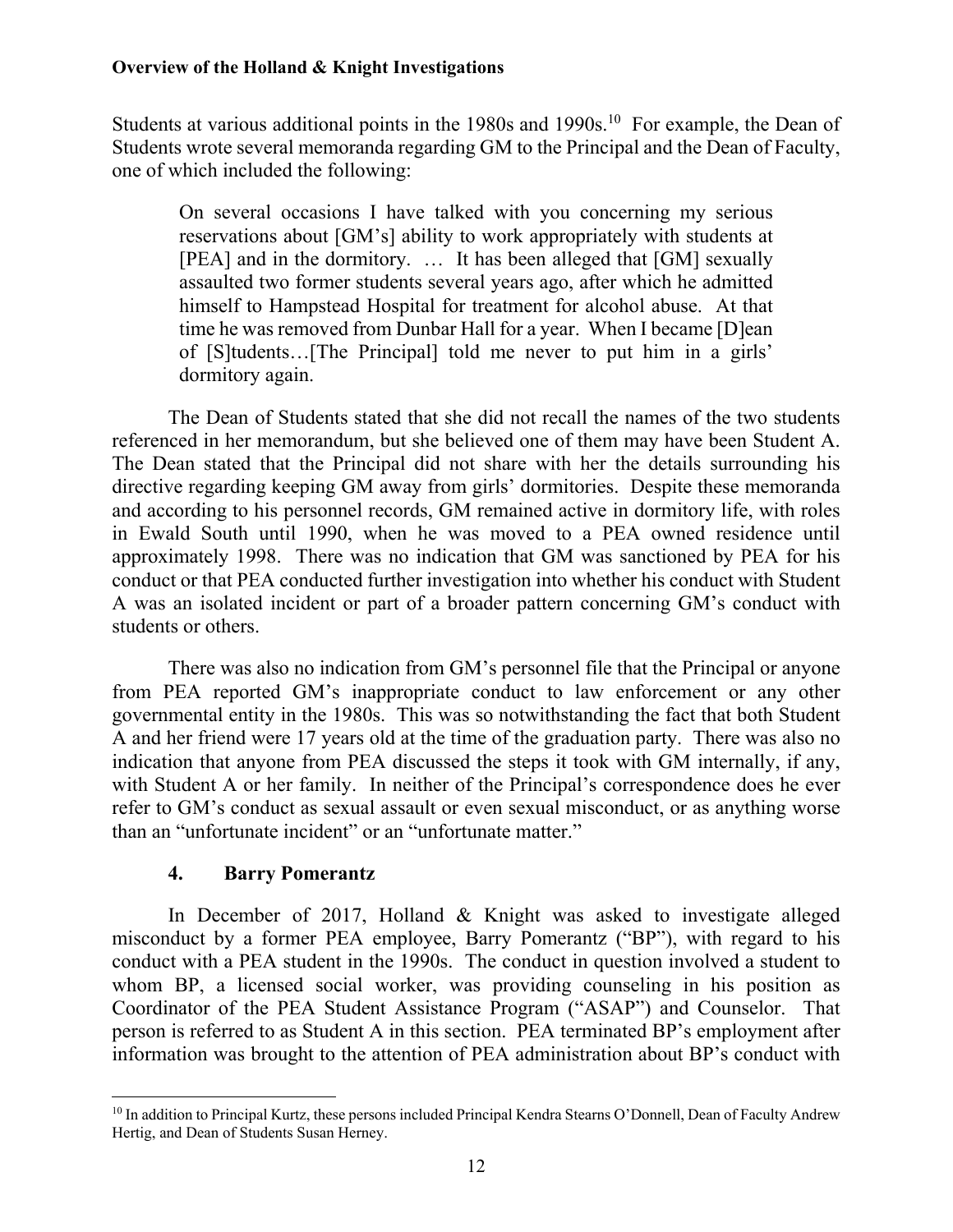Students at various additional points in the 1980s and 1990s.[10] For example, the Dean of Students wrote several memoranda regarding GM to the Principal and the Dean of Faculty, one of which included the following:

> On several occasions I have talked with you concerning my serious reservations about [GM's] ability to work appropriately with students at [PEA] and in the dormitory. … It has been alleged that [GM] sexually assaulted two former students several years ago, after which he admitted himself to Hampstead Hospital for treatment for alcohol abuse. At that time he was removed from Dunbar Hall for a year. When I became [D]ean of [S]tudents…[The Principal] told me never to put him in a girls' dormitory again.

The Dean of Students stated that she did not recall the names of the two students referenced in her memorandum, but she believed one of them may have been Student A. The Dean stated that the Principal did not share with her the details surrounding his directive regarding keeping GM away from girls' dormitories. Despite these memoranda and according to his personnel records, GM remained active in dormitory life, with roles in Ewald South until 1990, when he was moved to a PEA owned residence until approximately 1998. There was no indication that GM was sanctioned by PEA for his conduct or that PEA conducted further investigation into whether his conduct with Student A was an isolated incident or part of a broader pattern concerning GM's conduct with students or others.

There was also no indication from GM's personnel file that the Principal or anyone from PEA reported GM's inappropriate conduct to law enforcement or any other governmental entity in the 1980s. This was so notwithstanding the fact that both Student A and her friend were 17 years old at the time of the graduation party. There was also no indication that anyone from PEA discussed the steps it took with GM internally, if any, with Student A or her family. In neither of the Principal's correspondence does he ever refer to GM's conduct as sexual assault or even sexual misconduct, or as anything worse than an "unfortunate incident" or an "unfortunate matter."

### 4. Barry Pomerantz

In December of 2017, Holland & Knight was asked to investigate alleged misconduct by a former PEA employee, Barry Pomerantz ("BP"), with regard to his conduct with a PEA student in the 1990s. The conduct in question involved a student to whom BP, a licensed social worker, was providing counseling in his position as Coordinator of the PEA Student Assistance Program ("ASAP") and Counselor. That person is referred to as Student A in this section. PEA terminated BP's employment after information was brought to the attention of PEA administration about BP's conduct with

[10] In addition to Principal Kurtz, these persons included Principal Kendra Stearns O'Donnell, Dean of Faculty Andrew Hertig, and Dean of Students Susan Herney.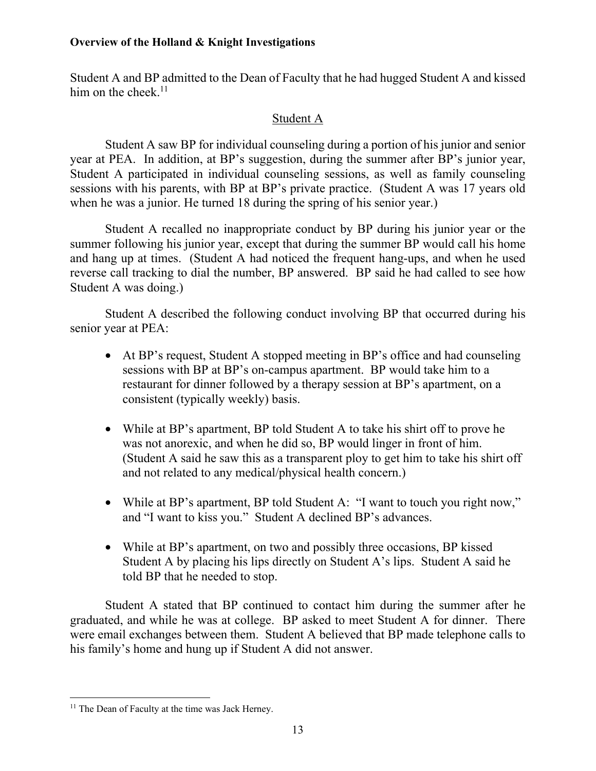Student A and BP admitted to the Dean of Faculty that he had hugged Student A and kissed him on the cheek.[11]

## Student A

Student A saw BP for individual counseling during a portion of his junior and senior year at PEA. In addition, at BP's suggestion, during the summer after BP's junior year, Student A participated in individual counseling sessions, as well as family counseling sessions with his parents, with BP at BP's private practice. (Student A was 17 years old when he was a junior. He turned 18 during the spring of his senior year.)

Student A recalled no inappropriate conduct by BP during his junior year or the summer following his junior year, except that during the summer BP would call his home and hang up at times. (Student A had noticed the frequent hang-ups, and when he used reverse call tracking to dial the number, BP answered. BP said he had called to see how Student A was doing.)

Student A described the following conduct involving BP that occurred during his senior year at PEA:

- At BP's request, Student A stopped meeting in BP's office and had counseling sessions with BP at BP's on-campus apartment. BP would take him to a restaurant for dinner followed by a therapy session at BP's apartment, on a consistent (typically weekly) basis.
- While at BP's apartment, BP told Student A to take his shirt off to prove he was not anorexic, and when he did so, BP would linger in front of him. (Student A said he saw this as a transparent ploy to get him to take his shirt off and not related to any medical/physical health concern.)
- While at BP's apartment, BP told Student A: "I want to touch you right now," and "I want to kiss you." Student A declined BP's advances.
- While at BP's apartment, on two and possibly three occasions, BP kissed Student A by placing his lips directly on Student A's lips. Student A said he told BP that he needed to stop.

Student A stated that BP continued to contact him during the summer after he graduated, and while he was at college. BP asked to meet Student A for dinner. There were email exchanges between them. Student A believed that BP made telephone calls to his family's home and hung up if Student A did not answer.

---

[11] The Dean of Faculty at the time was Jack Herney.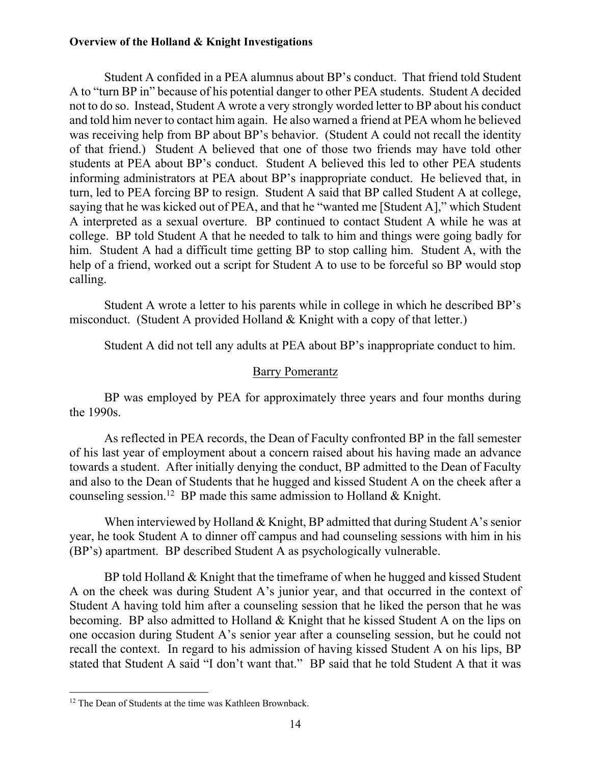Student A confided in a PEA alumnus about BP's conduct. That friend told Student A to "turn BP in" because of his potential danger to other PEA students. Student A decided not to do so. Instead, Student A wrote a very strongly worded letter to BP about his conduct and told him never to contact him again. He also warned a friend at PEA whom he believed was receiving help from BP about BP's behavior. (Student A could not recall the identity of that friend.) Student A believed that one of those two friends may have told other students at PEA about BP's conduct. Student A believed this led to other PEA students informing administrators at PEA about BP's inappropriate conduct. He believed that, in turn, led to PEA forcing BP to resign. Student A said that BP called Student A at college, saying that he was kicked out of PEA, and that he "wanted me [Student A]," which Student A interpreted as a sexual overture. BP continued to contact Student A while he was at college. BP told Student A that he needed to talk to him and things were going badly for him. Student A had a difficult time getting BP to stop calling him. Student A, with the help of a friend, worked out a script for Student A to use to be forceful so BP would stop calling.

Student A wrote a letter to his parents while in college in which he described BP's misconduct. (Student A provided Holland & Knight with a copy of that letter.)

Student A did not tell any adults at PEA about BP's inappropriate conduct to him.

## Barry Pomerantz

BP was employed by PEA for approximately three years and four months during the 1990s.

As reflected in PEA records, the Dean of Faculty confronted BP in the fall semester of his last year of employment about a concern raised about his having made an advance towards a student. After initially denying the conduct, BP admitted to the Dean of Faculty and also to the Dean of Students that he hugged and kissed Student A on the cheek after a counseling session.[12] BP made this same admission to Holland & Knight.

When interviewed by Holland & Knight, BP admitted that during Student A's senior year, he took Student A to dinner off campus and had counseling sessions with him in his (BP's) apartment. BP described Student A as psychologically vulnerable.

BP told Holland & Knight that the timeframe of when he hugged and kissed Student A on the cheek was during Student A's junior year, and that occurred in the context of Student A having told him after a counseling session that he liked the person that he was becoming. BP also admitted to Holland & Knight that he kissed Student A on the lips on one occasion during Student A's senior year after a counseling session, but he could not recall the context. In regard to his admission of having kissed Student A on his lips, BP stated that Student A said "I don't want that." BP said that he told Student A that it was

[12] The Dean of Students at the time was Kathleen Brownback.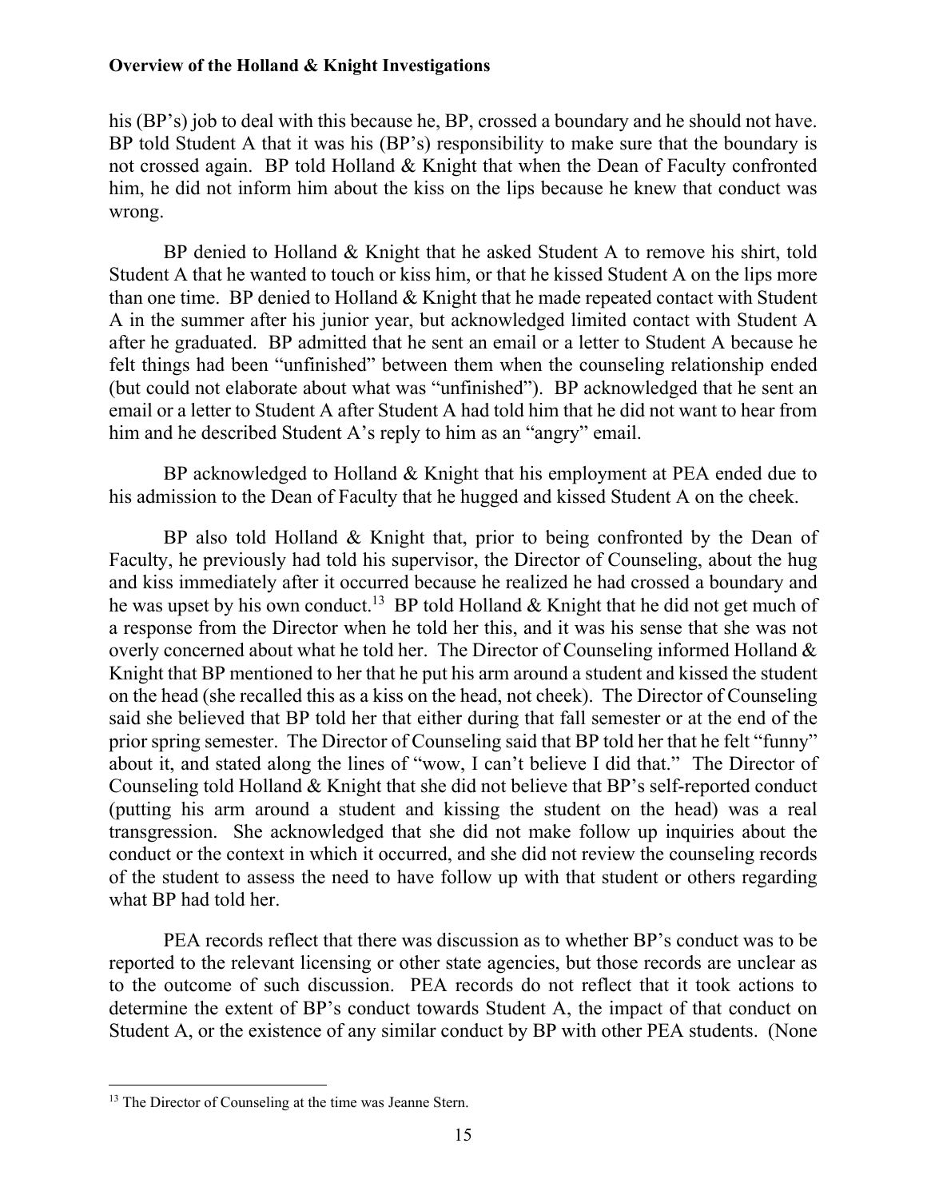his (BP's) job to deal with this because he, BP, crossed a boundary and he should not have. BP told Student A that it was his (BP's) responsibility to make sure that the boundary is not crossed again. BP told Holland & Knight that when the Dean of Faculty confronted him, he did not inform him about the kiss on the lips because he knew that conduct was wrong.

BP denied to Holland & Knight that he asked Student A to remove his shirt, told Student A that he wanted to touch or kiss him, or that he kissed Student A on the lips more than one time. BP denied to Holland & Knight that he made repeated contact with Student A in the summer after his junior year, but acknowledged limited contact with Student A after he graduated. BP admitted that he sent an email or a letter to Student A because he felt things had been "unfinished" between them when the counseling relationship ended (but could not elaborate about what was "unfinished"). BP acknowledged that he sent an email or a letter to Student A after Student A had told him that he did not want to hear from him and he described Student A's reply to him as an "angry" email.

BP acknowledged to Holland & Knight that his employment at PEA ended due to his admission to the Dean of Faculty that he hugged and kissed Student A on the cheek.

BP also told Holland & Knight that, prior to being confronted by the Dean of Faculty, he previously had told his supervisor, the Director of Counseling, about the hug and kiss immediately after it occurred because he realized he had crossed a boundary and he was upset by his own conduct.[13] BP told Holland & Knight that he did not get much of a response from the Director when he told her this, and it was his sense that she was not overly concerned about what he told her. The Director of Counseling informed Holland & Knight that BP mentioned to her that he put his arm around a student and kissed the student on the head (she recalled this as a kiss on the head, not cheek). The Director of Counseling said she believed that BP told her that either during that fall semester or at the end of the prior spring semester. The Director of Counseling said that BP told her that he felt "funny" about it, and stated along the lines of "wow, I can't believe I did that." The Director of Counseling told Holland & Knight that she did not believe that BP's self-reported conduct (putting his arm around a student and kissing the student on the head) was a real transgression. She acknowledged that she did not make follow up inquiries about the conduct or the context in which it occurred, and she did not review the counseling records of the student to assess the need to have follow up with that student or others regarding what BP had told her.

PEA records reflect that there was discussion as to whether BP's conduct was to be reported to the relevant licensing or other state agencies, but those records are unclear as to the outcome of such discussion. PEA records do not reflect that it took actions to determine the extent of BP's conduct towards Student A, the impact of that conduct on Student A, or the existence of any similar conduct by BP with other PEA students. (None

[13] The Director of Counseling at the time was Jeanne Stern.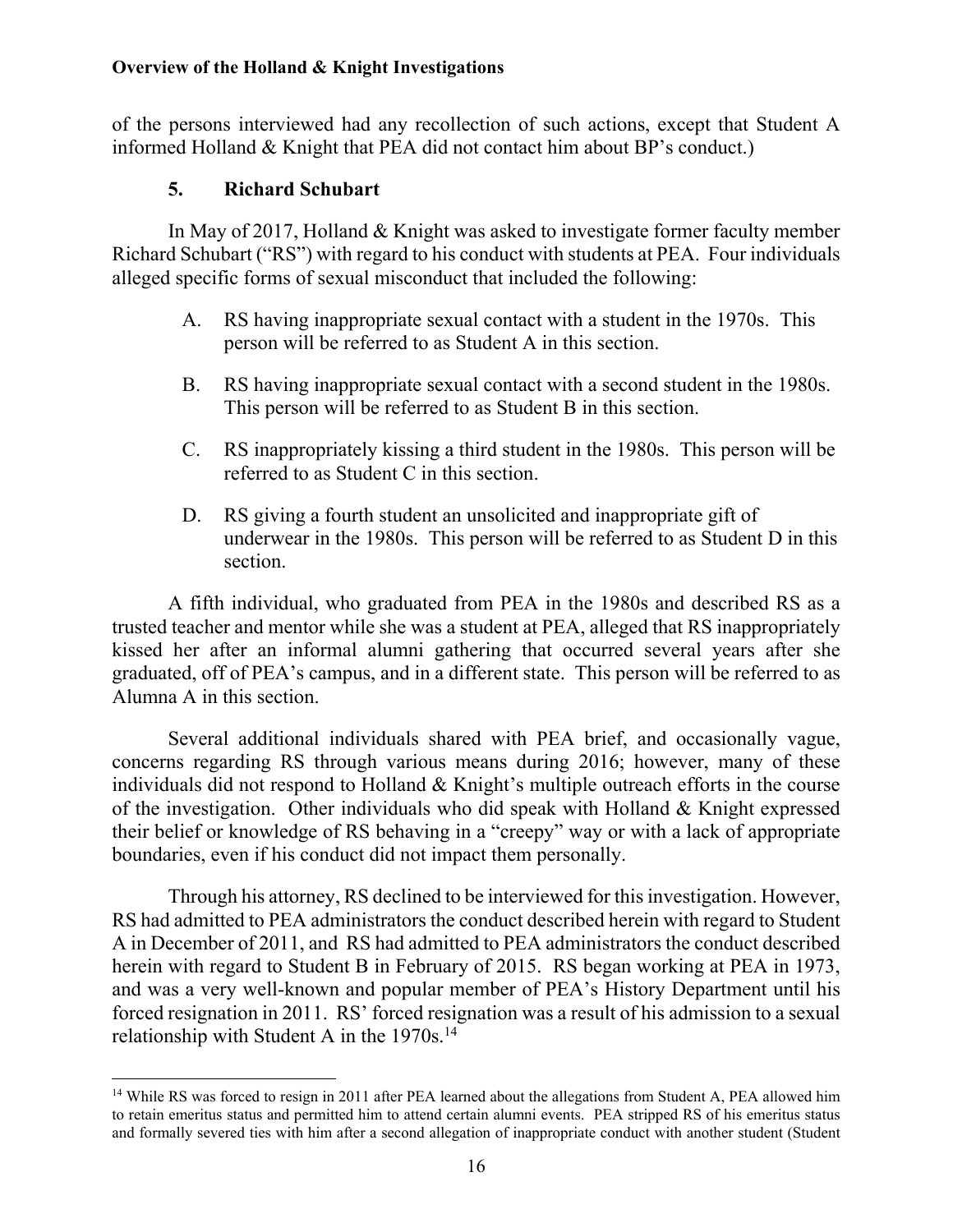of the persons interviewed had any recollection of such actions, except that Student A informed Holland & Knight that PEA did not contact him about BP's conduct.)

### 5. Richard Schubart

In May of 2017, Holland & Knight was asked to investigate former faculty member Richard Schubart ("RS") with regard to his conduct with students at PEA. Four individuals alleged specific forms of sexual misconduct that included the following:

A. RS having inappropriate sexual contact with a student in the 1970s. This person will be referred to as Student A in this section.

B. RS having inappropriate sexual contact with a second student in the 1980s. This person will be referred to as Student B in this section.

C. RS inappropriately kissing a third student in the 1980s. This person will be referred to as Student C in this section.

D. RS giving a fourth student an unsolicited and inappropriate gift of underwear in the 1980s. This person will be referred to as Student D in this section.

A fifth individual, who graduated from PEA in the 1980s and described RS as a trusted teacher and mentor while she was a student at PEA, alleged that RS inappropriately kissed her after an informal alumni gathering that occurred several years after she graduated, off of PEA's campus, and in a different state. This person will be referred to as Alumna A in this section.

Several additional individuals shared with PEA brief, and occasionally vague, concerns regarding RS through various means during 2016; however, many of these individuals did not respond to Holland & Knight's multiple outreach efforts in the course of the investigation. Other individuals who did speak with Holland & Knight expressed their belief or knowledge of RS behaving in a "creepy" way or with a lack of appropriate boundaries, even if his conduct did not impact them personally.

Through his attorney, RS declined to be interviewed for this investigation. However, RS had admitted to PEA administrators the conduct described herein with regard to Student A in December of 2011, and RS had admitted to PEA administrators the conduct described herein with regard to Student B in February of 2015. RS began working at PEA in 1973, and was a very well-known and popular member of PEA's History Department until his forced resignation in 2011. RS' forced resignation was a result of his admission to a sexual relationship with Student A in the 1970s.[14]

[14] While RS was forced to resign in 2011 after PEA learned about the allegations from Student A, PEA allowed him to retain emeritus status and permitted him to attend certain alumni events. PEA stripped RS of his emeritus status and formally severed ties with him after a second allegation of inappropriate conduct with another student (Student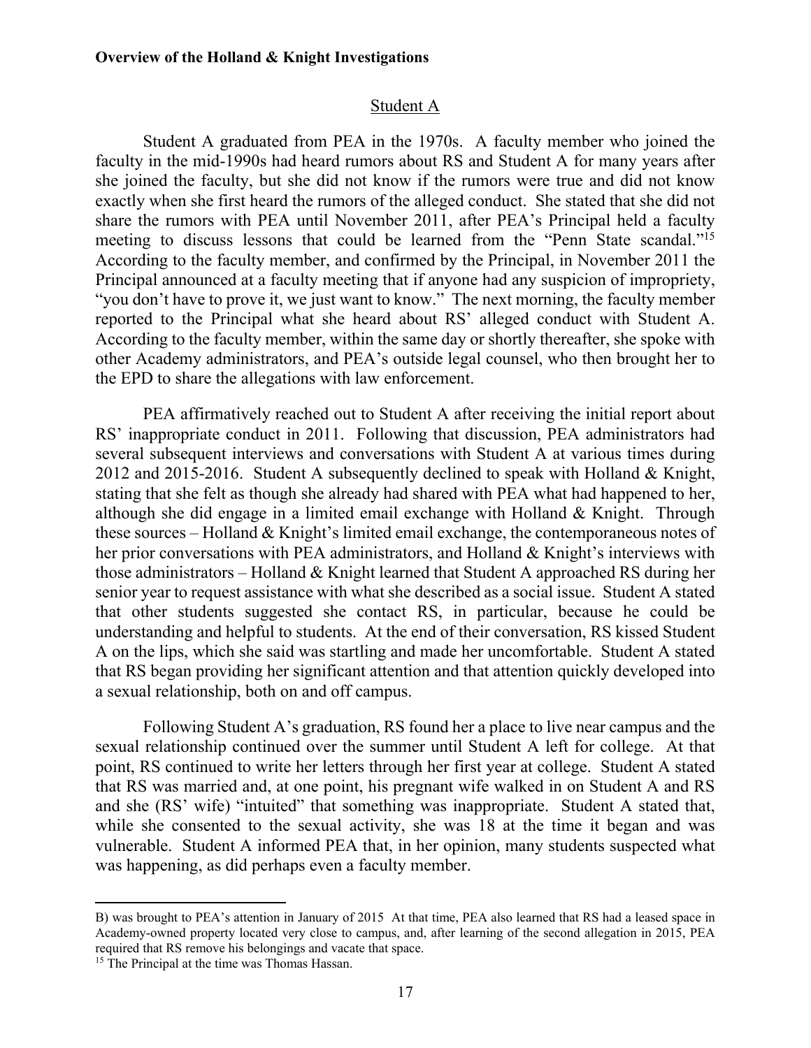**Overview of the Holland & Knight Investigations**

## Student A

Student A graduated from PEA in the 1970s. A faculty member who joined the faculty in the mid-1990s had heard rumors about RS and Student A for many years after she joined the faculty, but she did not know if the rumors were true and did not know exactly when she first heard the rumors of the alleged conduct. She stated that she did not share the rumors with PEA until November 2011, after PEA's Principal held a faculty meeting to discuss lessons that could be learned from the "Penn State scandal."[15] According to the faculty member, and confirmed by the Principal, in November 2011 the Principal announced at a faculty meeting that if anyone had any suspicion of impropriety, "you don't have to prove it, we just want to know." The next morning, the faculty member reported to the Principal what she heard about RS' alleged conduct with Student A. According to the faculty member, within the same day or shortly thereafter, she spoke with other Academy administrators, and PEA's outside legal counsel, who then brought her to the EPD to share the allegations with law enforcement.

PEA affirmatively reached out to Student A after receiving the initial report about RS' inappropriate conduct in 2011. Following that discussion, PEA administrators had several subsequent interviews and conversations with Student A at various times during 2012 and 2015-2016. Student A subsequently declined to speak with Holland & Knight, stating that she felt as though she already had shared with PEA what had happened to her, although she did engage in a limited email exchange with Holland & Knight. Through these sources – Holland & Knight's limited email exchange, the contemporaneous notes of her prior conversations with PEA administrators, and Holland & Knight's interviews with those administrators – Holland & Knight learned that Student A approached RS during her senior year to request assistance with what she described as a social issue. Student A stated that other students suggested she contact RS, in particular, because he could be understanding and helpful to students. At the end of their conversation, RS kissed Student A on the lips, which she said was startling and made her uncomfortable. Student A stated that RS began providing her significant attention and that attention quickly developed into a sexual relationship, both on and off campus.

Following Student A's graduation, RS found her a place to live near campus and the sexual relationship continued over the summer until Student A left for college. At that point, RS continued to write her letters through her first year at college. Student A stated that RS was married and, at one point, his pregnant wife walked in on Student A and RS and she (RS' wife) "intuited" that something was inappropriate. Student A stated that, while she consented to the sexual activity, she was 18 at the time it began and was vulnerable. Student A informed PEA that, in her opinion, many students suspected what was happening, as did perhaps even a faculty member.

---

B) was brought to PEA's attention in January of 2015 At that time, PEA also learned that RS had a leased space in Academy-owned property located very close to campus, and, after learning of the second allegation in 2015, PEA required that RS remove his belongings and vacate that space.

[15] The Principal at the time was Thomas Hassan.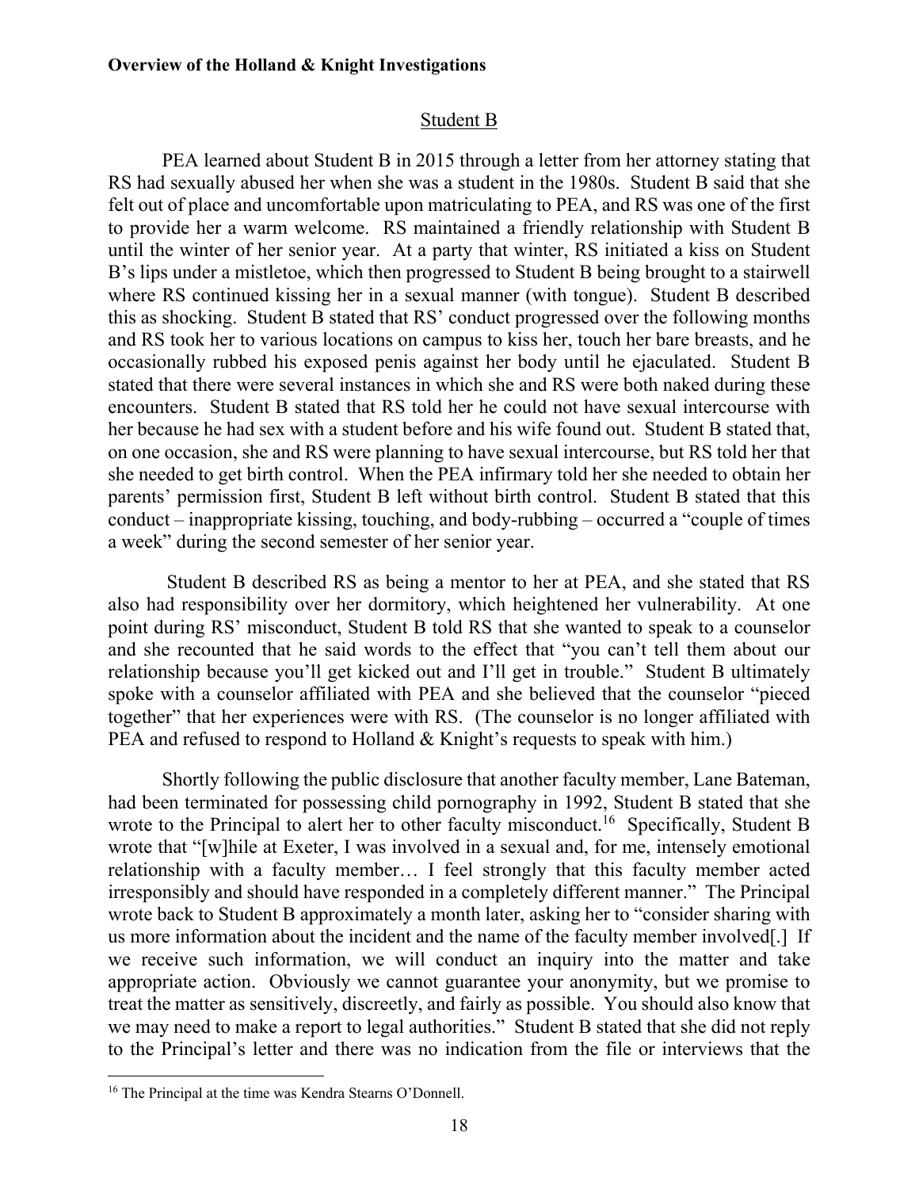## Student B

PEA learned about Student B in 2015 through a letter from her attorney stating that RS had sexually abused her when she was a student in the 1980s. Student B said that she felt out of place and uncomfortable upon matriculating to PEA, and RS was one of the first to provide her a warm welcome. RS maintained a friendly relationship with Student B until the winter of her senior year. At a party that winter, RS initiated a kiss on Student B's lips under a mistletoe, which then progressed to Student B being brought to a stairwell where RS continued kissing her in a sexual manner (with tongue). Student B described this as shocking. Student B stated that RS' conduct progressed over the following months and RS took her to various locations on campus to kiss her, touch her bare breasts, and he occasionally rubbed his exposed penis against her body until he ejaculated. Student B stated that there were several instances in which she and RS were both naked during these encounters. Student B stated that RS told her he could not have sexual intercourse with her because he had sex with a student before and his wife found out. Student B stated that, on one occasion, she and RS were planning to have sexual intercourse, but RS told her that she needed to get birth control. When the PEA infirmary told her she needed to obtain her parents' permission first, Student B left without birth control. Student B stated that this conduct – inappropriate kissing, touching, and body-rubbing – occurred a "couple of times a week" during the second semester of her senior year.

Student B described RS as being a mentor to her at PEA, and she stated that RS also had responsibility over her dormitory, which heightened her vulnerability. At one point during RS' misconduct, Student B told RS that she wanted to speak to a counselor and she recounted that he said words to the effect that "you can't tell them about our relationship because you'll get kicked out and I'll get in trouble." Student B ultimately spoke with a counselor affiliated with PEA and she believed that the counselor "pieced together" that her experiences were with RS. (The counselor is no longer affiliated with PEA and refused to respond to Holland & Knight's requests to speak with him.)

Shortly following the public disclosure that another faculty member, Lane Bateman, had been terminated for possessing child pornography in 1992, Student B stated that she wrote to the Principal to alert her to other faculty misconduct.[16] Specifically, Student B wrote that "[w]hile at Exeter, I was involved in a sexual and, for me, intensely emotional relationship with a faculty member… I feel strongly that this faculty member acted irresponsibly and should have responded in a completely different manner." The Principal wrote back to Student B approximately a month later, asking her to "consider sharing with us more information about the incident and the name of the faculty member involved[.] If we receive such information, we will conduct an inquiry into the matter and take appropriate action. Obviously we cannot guarantee your anonymity, but we promise to treat the matter as sensitively, discreetly, and fairly as possible. You should also know that we may need to make a report to legal authorities." Student B stated that she did not reply to the Principal's letter and there was no indication from the file or interviews that the

[16] The Principal at the time was Kendra Stearns O'Donnell.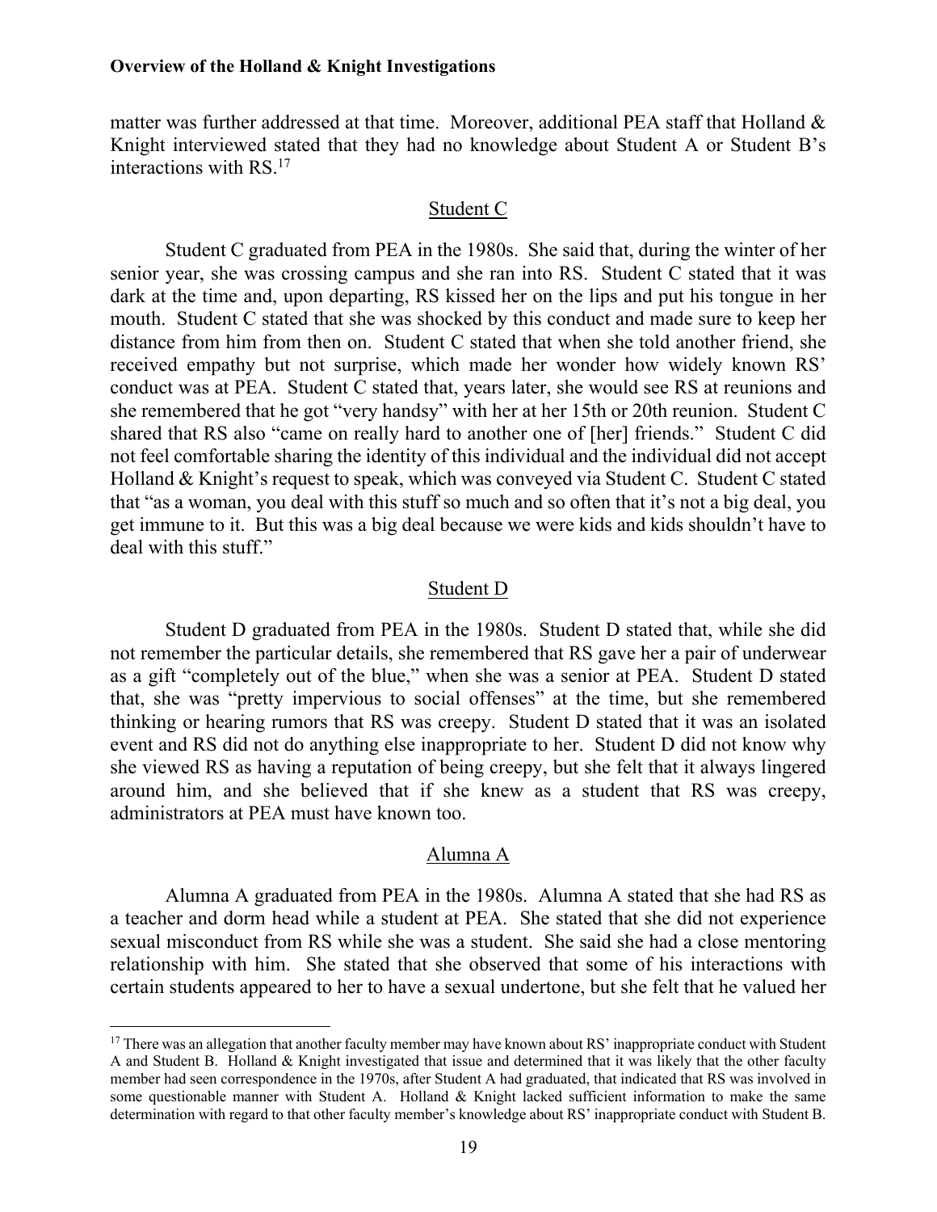matter was further addressed at that time. Moreover, additional PEA staff that Holland & Knight interviewed stated that they had no knowledge about Student A or Student B's interactions with RS.[17]

### Student C

Student C graduated from PEA in the 1980s. She said that, during the winter of her senior year, she was crossing campus and she ran into RS. Student C stated that it was dark at the time and, upon departing, RS kissed her on the lips and put his tongue in her mouth. Student C stated that she was shocked by this conduct and made sure to keep her distance from him from then on. Student C stated that when she told another friend, she received empathy but not surprise, which made her wonder how widely known RS' conduct was at PEA. Student C stated that, years later, she would see RS at reunions and she remembered that he got "very handsy" with her at her 15th or 20th reunion. Student C shared that RS also "came on really hard to another one of [her] friends." Student C did not feel comfortable sharing the identity of this individual and the individual did not accept Holland & Knight's request to speak, which was conveyed via Student C. Student C stated that "as a woman, you deal with this stuff so much and so often that it's not a big deal, you get immune to it. But this was a big deal because we were kids and kids shouldn't have to deal with this stuff."

### Student D

Student D graduated from PEA in the 1980s. Student D stated that, while she did not remember the particular details, she remembered that RS gave her a pair of underwear as a gift "completely out of the blue," when she was a senior at PEA. Student D stated that, she was "pretty impervious to social offenses" at the time, but she remembered thinking or hearing rumors that RS was creepy. Student D stated that it was an isolated event and RS did not do anything else inappropriate to her. Student D did not know why she viewed RS as having a reputation of being creepy, but she felt that it always lingered around him, and she believed that if she knew as a student that RS was creepy, administrators at PEA must have known too.

### Alumna A

Alumna A graduated from PEA in the 1980s. Alumna A stated that she had RS as a teacher and dorm head while a student at PEA. She stated that she did not experience sexual misconduct from RS while she was a student. She said she had a close mentoring relationship with him. She stated that she observed that some of his interactions with certain students appeared to her to have a sexual undertone, but she felt that he valued her

---

[17] There was an allegation that another faculty member may have known about RS' inappropriate conduct with Student A and Student B. Holland & Knight investigated that issue and determined that it was likely that the other faculty member had seen correspondence in the 1970s, after Student A had graduated, that indicated that RS was involved in some questionable manner with Student A. Holland & Knight lacked sufficient information to make the same determination with regard to that other faculty member's knowledge about RS' inappropriate conduct with Student B.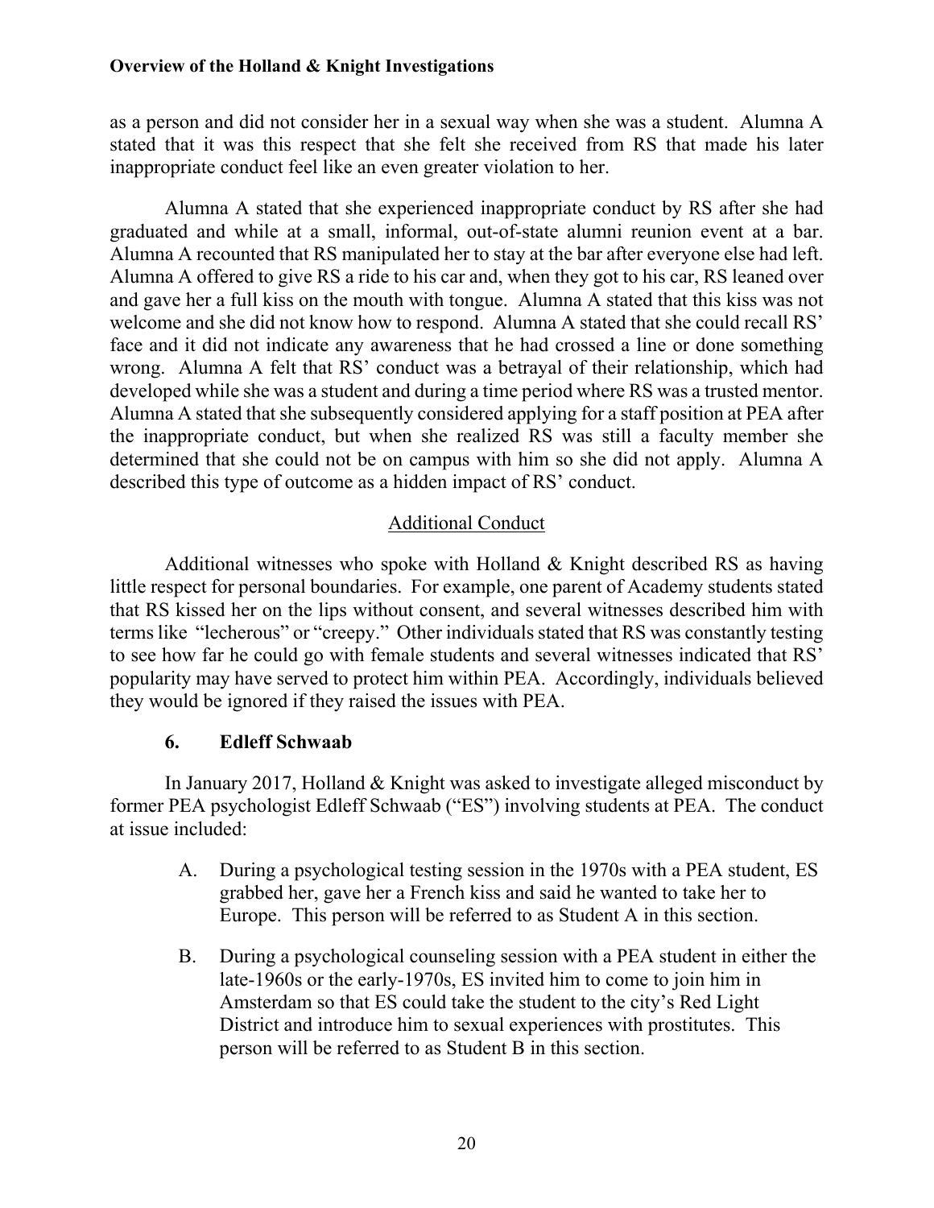as a person and did not consider her in a sexual way when she was a student. Alumna A stated that it was this respect that she felt she received from RS that made his later inappropriate conduct feel like an even greater violation to her.

Alumna A stated that she experienced inappropriate conduct by RS after she had graduated and while at a small, informal, out-of-state alumni reunion event at a bar. Alumna A recounted that RS manipulated her to stay at the bar after everyone else had left. Alumna A offered to give RS a ride to his car and, when they got to his car, RS leaned over and gave her a full kiss on the mouth with tongue. Alumna A stated that this kiss was not welcome and she did not know how to respond. Alumna A stated that she could recall RS' face and it did not indicate any awareness that he had crossed a line or done something wrong. Alumna A felt that RS' conduct was a betrayal of their relationship, which had developed while she was a student and during a time period where RS was a trusted mentor. Alumna A stated that she subsequently considered applying for a staff position at PEA after the inappropriate conduct, but when she realized RS was still a faculty member she determined that she could not be on campus with him so she did not apply. Alumna A described this type of outcome as a hidden impact of RS' conduct.

Additional Conduct

Additional witnesses who spoke with Holland & Knight described RS as having little respect for personal boundaries. For example, one parent of Academy students stated that RS kissed her on the lips without consent, and several witnesses described him with terms like "lecherous" or "creepy." Other individuals stated that RS was constantly testing to see how far he could go with female students and several witnesses indicated that RS' popularity may have served to protect him within PEA. Accordingly, individuals believed they would be ignored if they raised the issues with PEA.

### 6. Edleff Schwaab

In January 2017, Holland & Knight was asked to investigate alleged misconduct by former PEA psychologist Edleff Schwaab ("ES") involving students at PEA. The conduct at issue included:

A. During a psychological testing session in the 1970s with a PEA student, ES grabbed her, gave her a French kiss and said he wanted to take her to Europe. This person will be referred to as Student A in this section.

B. During a psychological counseling session with a PEA student in either the late-1960s or the early-1970s, ES invited him to come to join him in Amsterdam so that ES could take the student to the city's Red Light District and introduce him to sexual experiences with prostitutes. This person will be referred to as Student B in this section.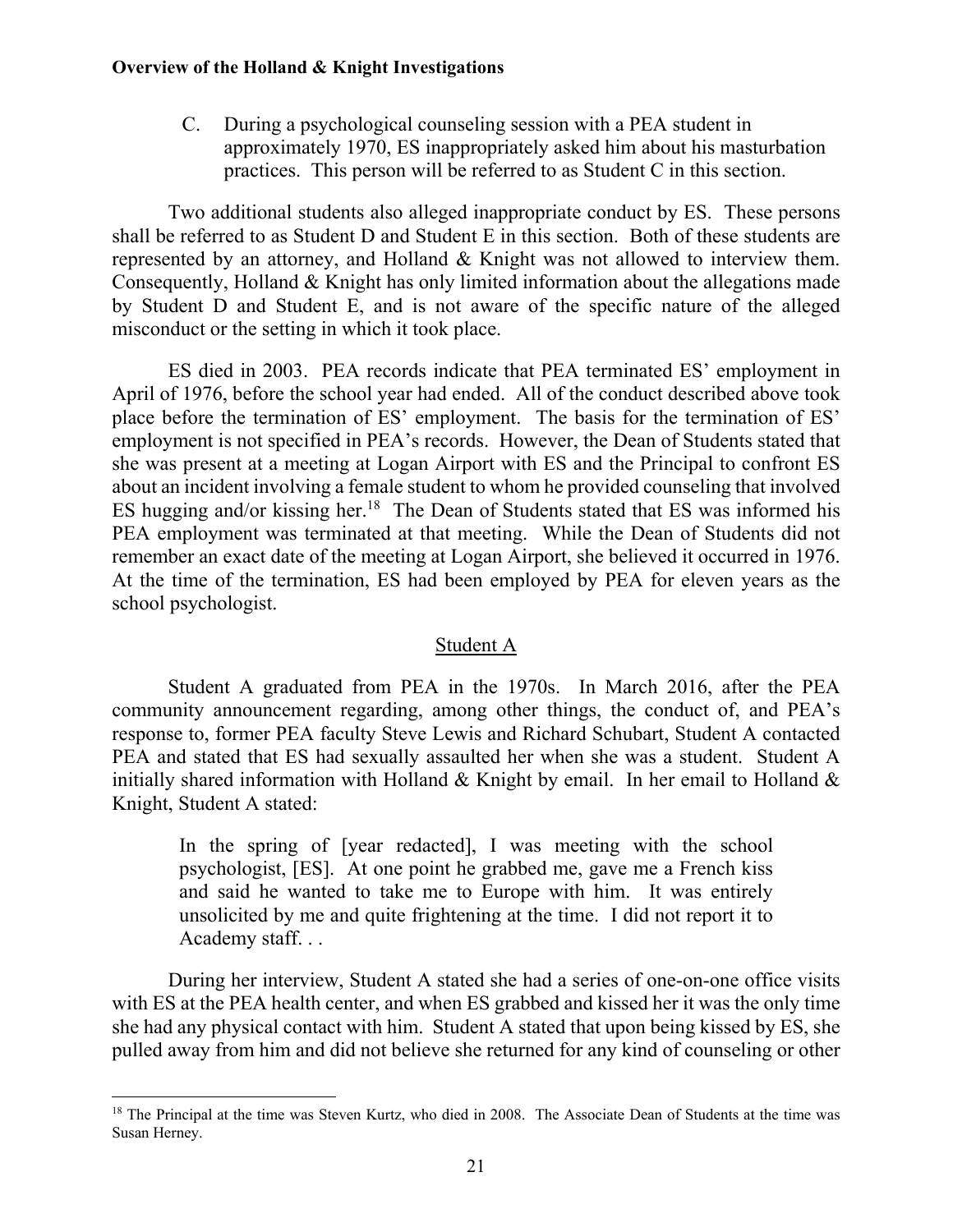C. During a psychological counseling session with a PEA student in approximately 1970, ES inappropriately asked him about his masturbation practices. This person will be referred to as Student C in this section.

Two additional students also alleged inappropriate conduct by ES. These persons shall be referred to as Student D and Student E in this section. Both of these students are represented by an attorney, and Holland & Knight was not allowed to interview them. Consequently, Holland & Knight has only limited information about the allegations made by Student D and Student E, and is not aware of the specific nature of the alleged misconduct or the setting in which it took place.

ES died in 2003. PEA records indicate that PEA terminated ES' employment in April of 1976, before the school year had ended. All of the conduct described above took place before the termination of ES' employment. The basis for the termination of ES' employment is not specified in PEA's records. However, the Dean of Students stated that she was present at a meeting at Logan Airport with ES and the Principal to confront ES about an incident involving a female student to whom he provided counseling that involved ES hugging and/or kissing her.[18] The Dean of Students stated that ES was informed his PEA employment was terminated at that meeting. While the Dean of Students did not remember an exact date of the meeting at Logan Airport, she believed it occurred in 1976. At the time of the termination, ES had been employed by PEA for eleven years as the school psychologist.

<u>Student A</u>

Student A graduated from PEA in the 1970s. In March 2016, after the PEA community announcement regarding, among other things, the conduct of, and PEA's response to, former PEA faculty Steve Lewis and Richard Schubart, Student A contacted PEA and stated that ES had sexually assaulted her when she was a student. Student A initially shared information with Holland & Knight by email. In her email to Holland & Knight, Student A stated:

> In the spring of [year redacted], I was meeting with the school psychologist, [ES]. At one point he grabbed me, gave me a French kiss and said he wanted to take me to Europe with him. It was entirely unsolicited by me and quite frightening at the time. I did not report it to Academy staff. . .

During her interview, Student A stated she had a series of one-on-one office visits with ES at the PEA health center, and when ES grabbed and kissed her it was the only time she had any physical contact with him. Student A stated that upon being kissed by ES, she pulled away from him and did not believe she returned for any kind of counseling or other

---

[18] The Principal at the time was Steven Kurtz, who died in 2008. The Associate Dean of Students at the time was Susan Herney.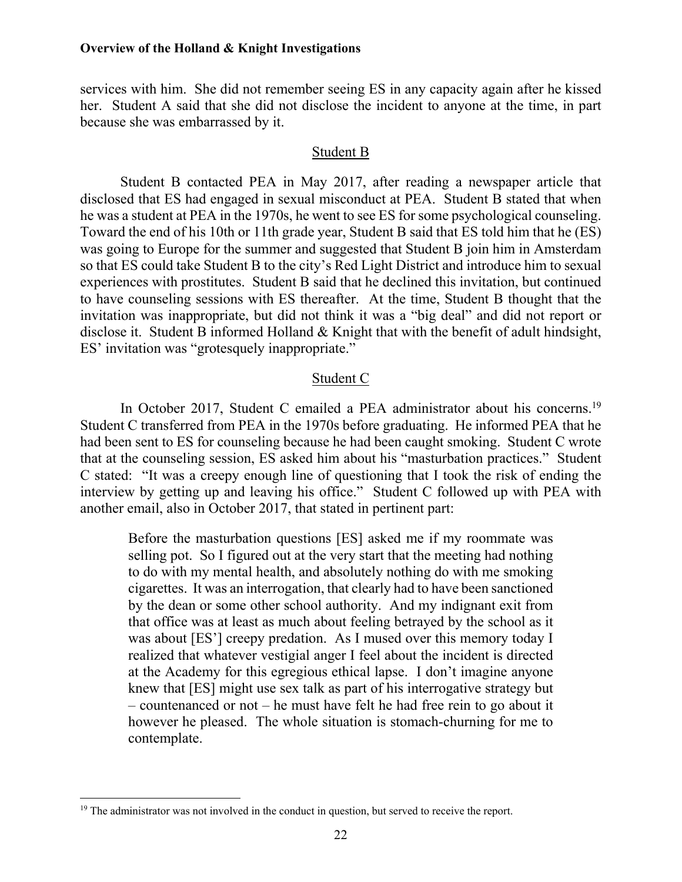services with him. She did not remember seeing ES in any capacity again after he kissed her. Student A said that she did not disclose the incident to anyone at the time, in part because she was embarrassed by it.

### Student B

Student B contacted PEA in May 2017, after reading a newspaper article that disclosed that ES had engaged in sexual misconduct at PEA. Student B stated that when he was a student at PEA in the 1970s, he went to see ES for some psychological counseling. Toward the end of his 10th or 11th grade year, Student B said that ES told him that he (ES) was going to Europe for the summer and suggested that Student B join him in Amsterdam so that ES could take Student B to the city's Red Light District and introduce him to sexual experiences with prostitutes. Student B said that he declined this invitation, but continued to have counseling sessions with ES thereafter. At the time, Student B thought that the invitation was inappropriate, but did not think it was a "big deal" and did not report or disclose it. Student B informed Holland & Knight that with the benefit of adult hindsight, ES' invitation was "grotesquely inappropriate."

### Student C

In October 2017, Student C emailed a PEA administrator about his concerns.[19] Student C transferred from PEA in the 1970s before graduating. He informed PEA that he had been sent to ES for counseling because he had been caught smoking. Student C wrote that at the counseling session, ES asked him about his "masturbation practices." Student C stated: "It was a creepy enough line of questioning that I took the risk of ending the interview by getting up and leaving his office." Student C followed up with PEA with another email, also in October 2017, that stated in pertinent part:

> Before the masturbation questions [ES] asked me if my roommate was selling pot. So I figured out at the very start that the meeting had nothing to do with my mental health, and absolutely nothing do with me smoking cigarettes. It was an interrogation, that clearly had to have been sanctioned by the dean or some other school authority. And my indignant exit from that office was at least as much about feeling betrayed by the school as it was about [ES'] creepy predation. As I mused over this memory today I realized that whatever vestigial anger I feel about the incident is directed at the Academy for this egregious ethical lapse. I don't imagine anyone knew that [ES] might use sex talk as part of his interrogative strategy but – countenanced or not – he must have felt he had free rein to go about it however he pleased. The whole situation is stomach-churning for me to contemplate.

---

[19] The administrator was not involved in the conduct in question, but served to receive the report.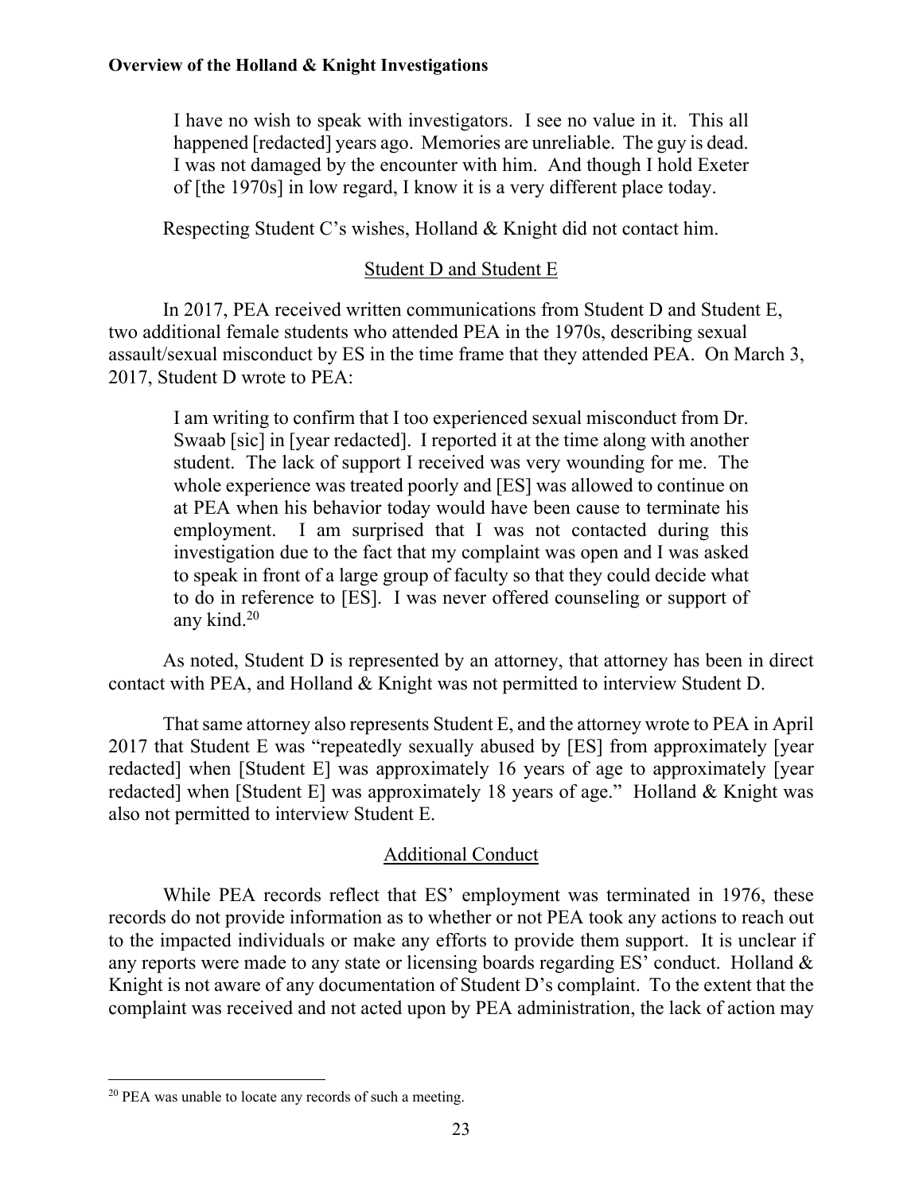> I have no wish to speak with investigators. I see no value in it. This all happened [redacted] years ago. Memories are unreliable. The guy is dead. I was not damaged by the encounter with him. And though I hold Exeter of [the 1970s] in low regard, I know it is a very different place today.

Respecting Student C's wishes, Holland & Knight did not contact him.

## Student D and Student E

In 2017, PEA received written communications from Student D and Student E, two additional female students who attended PEA in the 1970s, describing sexual assault/sexual misconduct by ES in the time frame that they attended PEA. On March 3, 2017, Student D wrote to PEA:

> I am writing to confirm that I too experienced sexual misconduct from Dr. Swaab [sic] in [year redacted]. I reported it at the time along with another student. The lack of support I received was very wounding for me. The whole experience was treated poorly and [ES] was allowed to continue on at PEA when his behavior today would have been cause to terminate his employment. I am surprised that I was not contacted during this investigation due to the fact that my complaint was open and I was asked to speak in front of a large group of faculty so that they could decide what to do in reference to [ES]. I was never offered counseling or support of any kind.[20]

As noted, Student D is represented by an attorney, that attorney has been in direct contact with PEA, and Holland & Knight was not permitted to interview Student D.

That same attorney also represents Student E, and the attorney wrote to PEA in April 2017 that Student E was "repeatedly sexually abused by [ES] from approximately [year redacted] when [Student E] was approximately 16 years of age to approximately [year redacted] when [Student E] was approximately 18 years of age." Holland & Knight was also not permitted to interview Student E.

## Additional Conduct

While PEA records reflect that ES' employment was terminated in 1976, these records do not provide information as to whether or not PEA took any actions to reach out to the impacted individuals or make any efforts to provide them support. It is unclear if any reports were made to any state or licensing boards regarding ES' conduct. Holland & Knight is not aware of any documentation of Student D's complaint. To the extent that the complaint was received and not acted upon by PEA administration, the lack of action may

---

[20] PEA was unable to locate any records of such a meeting.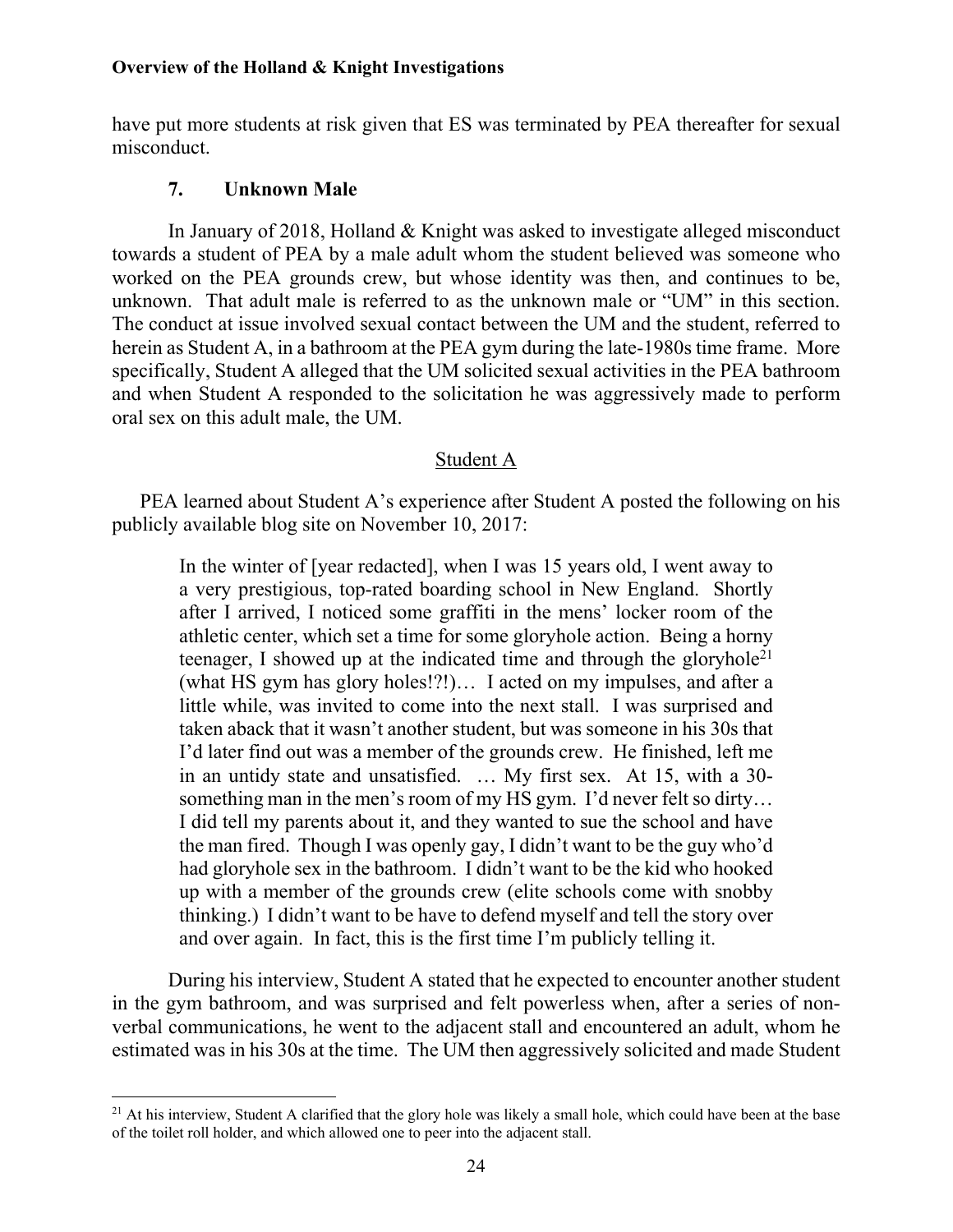have put more students at risk given that ES was terminated by PEA thereafter for sexual misconduct.

### 7. Unknown Male

In January of 2018, Holland & Knight was asked to investigate alleged misconduct towards a student of PEA by a male adult whom the student believed was someone who worked on the PEA grounds crew, but whose identity was then, and continues to be, unknown. That adult male is referred to as the unknown male or "UM" in this section. The conduct at issue involved sexual contact between the UM and the student, referred to herein as Student A, in a bathroom at the PEA gym during the late-1980s time frame. More specifically, Student A alleged that the UM solicited sexual activities in the PEA bathroom and when Student A responded to the solicitation he was aggressively made to perform oral sex on this adult male, the UM.

<u>Student A</u>

PEA learned about Student A's experience after Student A posted the following on his publicly available blog site on November 10, 2017:

> In the winter of [year redacted], when I was 15 years old, I went away to a very prestigious, top-rated boarding school in New England. Shortly after I arrived, I noticed some graffiti in the mens' locker room of the athletic center, which set a time for some gloryhole action. Being a horny teenager, I showed up at the indicated time and through the gloryhole[21] (what HS gym has glory holes!?!)… I acted on my impulses, and after a little while, was invited to come into the next stall. I was surprised and taken aback that it wasn't another student, but was someone in his 30s that I'd later find out was a member of the grounds crew. He finished, left me in an untidy state and unsatisfied. … My first sex. At 15, with a 30-something man in the men's room of my HS gym. I'd never felt so dirty… I did tell my parents about it, and they wanted to sue the school and have the man fired. Though I was openly gay, I didn't want to be the guy who'd had gloryhole sex in the bathroom. I didn't want to be the kid who hooked up with a member of the grounds crew (elite schools come with snobby thinking.) I didn't want to be have to defend myself and tell the story over and over again. In fact, this is the first time I'm publicly telling it.

During his interview, Student A stated that he expected to encounter another student in the gym bathroom, and was surprised and felt powerless when, after a series of non-verbal communications, he went to the adjacent stall and encountered an adult, whom he estimated was in his 30s at the time. The UM then aggressively solicited and made Student

[21] At his interview, Student A clarified that the glory hole was likely a small hole, which could have been at the base of the toilet roll holder, and which allowed one to peer into the adjacent stall.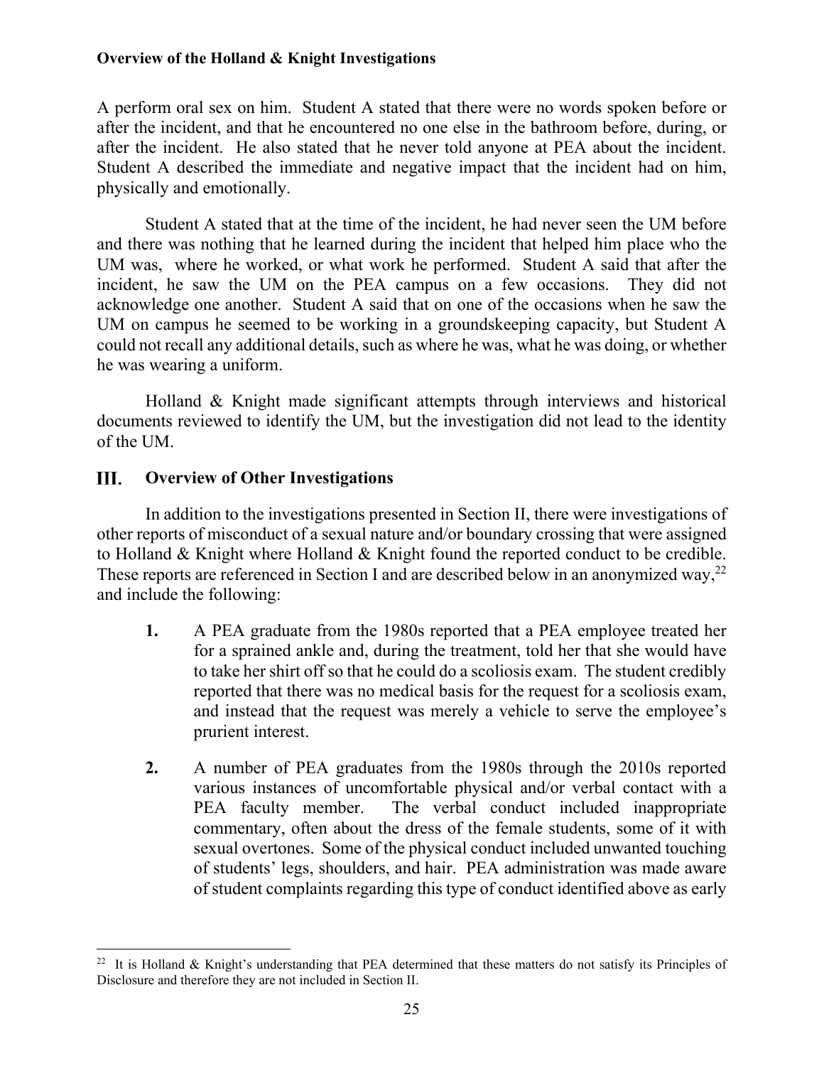A perform oral sex on him. Student A stated that there were no words spoken before or after the incident, and that he encountered no one else in the bathroom before, during, or after the incident. He also stated that he never told anyone at PEA about the incident. Student A described the immediate and negative impact that the incident had on him, physically and emotionally.

Student A stated that at the time of the incident, he had never seen the UM before and there was nothing that he learned during the incident that helped him place who the UM was, where he worked, or what work he performed. Student A said that after the incident, he saw the UM on the PEA campus on a few occasions. They did not acknowledge one another. Student A said that on one of the occasions when he saw the UM on campus he seemed to be working in a groundskeeping capacity, but Student A could not recall any additional details, such as where he was, what he was doing, or whether he was wearing a uniform.

Holland & Knight made significant attempts through interviews and historical documents reviewed to identify the UM, but the investigation did not lead to the identity of the UM.

## III. Overview of Other Investigations

In addition to the investigations presented in Section II, there were investigations of other reports of misconduct of a sexual nature and/or boundary crossing that were assigned to Holland & Knight where Holland & Knight found the reported conduct to be credible. These reports are referenced in Section I and are described below in an anonymized way,[22] and include the following:

1. A PEA graduate from the 1980s reported that a PEA employee treated her for a sprained ankle and, during the treatment, told her that she would have to take her shirt off so that he could do a scoliosis exam. The student credibly reported that there was no medical basis for the request for a scoliosis exam, and instead that the request was merely a vehicle to serve the employee's prurient interest.

2. A number of PEA graduates from the 1980s through the 2010s reported various instances of uncomfortable physical and/or verbal contact with a PEA faculty member. The verbal conduct included inappropriate commentary, often about the dress of the female students, some of it with sexual overtones. Some of the physical conduct included unwanted touching of students' legs, shoulders, and hair. PEA administration was made aware of student complaints regarding this type of conduct identified above as early

---

[22] It is Holland & Knight's understanding that PEA determined that these matters do not satisfy its Principles of Disclosure and therefore they are not included in Section II.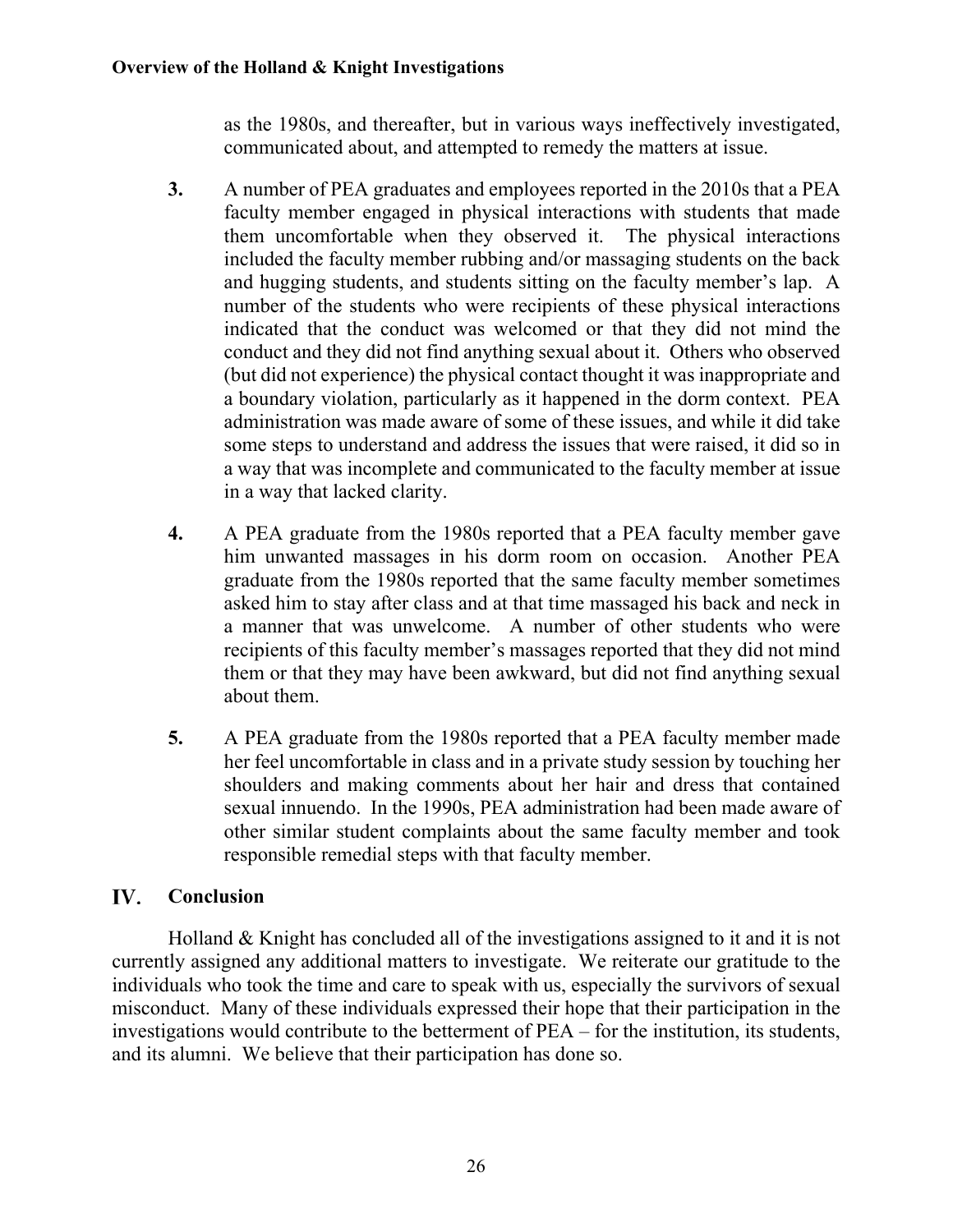as the 1980s, and thereafter, but in various ways ineffectively investigated, communicated about, and attempted to remedy the matters at issue.

**3.** A number of PEA graduates and employees reported in the 2010s that a PEA faculty member engaged in physical interactions with students that made them uncomfortable when they observed it. The physical interactions included the faculty member rubbing and/or massaging students on the back and hugging students, and students sitting on the faculty member's lap. A number of the students who were recipients of these physical interactions indicated that the conduct was welcomed or that they did not mind the conduct and they did not find anything sexual about it. Others who observed (but did not experience) the physical contact thought it was inappropriate and a boundary violation, particularly as it happened in the dorm context. PEA administration was made aware of some of these issues, and while it did take some steps to understand and address the issues that were raised, it did so in a way that was incomplete and communicated to the faculty member at issue in a way that lacked clarity.

**4.** A PEA graduate from the 1980s reported that a PEA faculty member gave him unwanted massages in his dorm room on occasion. Another PEA graduate from the 1980s reported that the same faculty member sometimes asked him to stay after class and at that time massaged his back and neck in a manner that was unwelcome. A number of other students who were recipients of this faculty member's massages reported that they did not mind them or that they may have been awkward, but did not find anything sexual about them.

**5.** A PEA graduate from the 1980s reported that a PEA faculty member made her feel uncomfortable in class and in a private study session by touching her shoulders and making comments about her hair and dress that contained sexual innuendo. In the 1990s, PEA administration had been made aware of other similar student complaints about the same faculty member and took responsible remedial steps with that faculty member.

## IV. Conclusion

Holland & Knight has concluded all of the investigations assigned to it and it is not currently assigned any additional matters to investigate. We reiterate our gratitude to the individuals who took the time and care to speak with us, especially the survivors of sexual misconduct. Many of these individuals expressed their hope that their participation in the investigations would contribute to the betterment of PEA – for the institution, its students, and its alumni. We believe that their participation has done so.